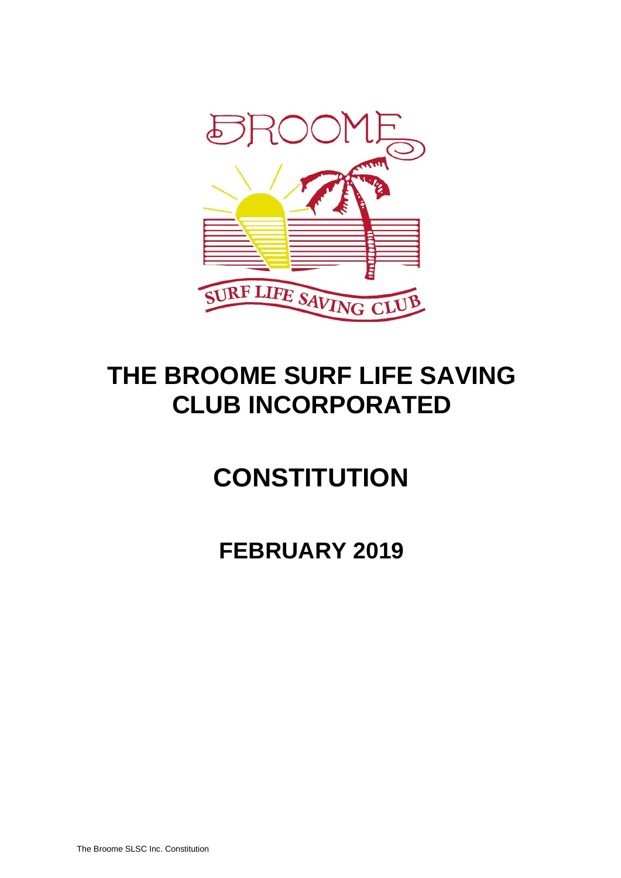# THE BROOME SURF LIFE SAVING CLUB INCORPORATED

# CONSTITUTION

## FEBRUARY 2019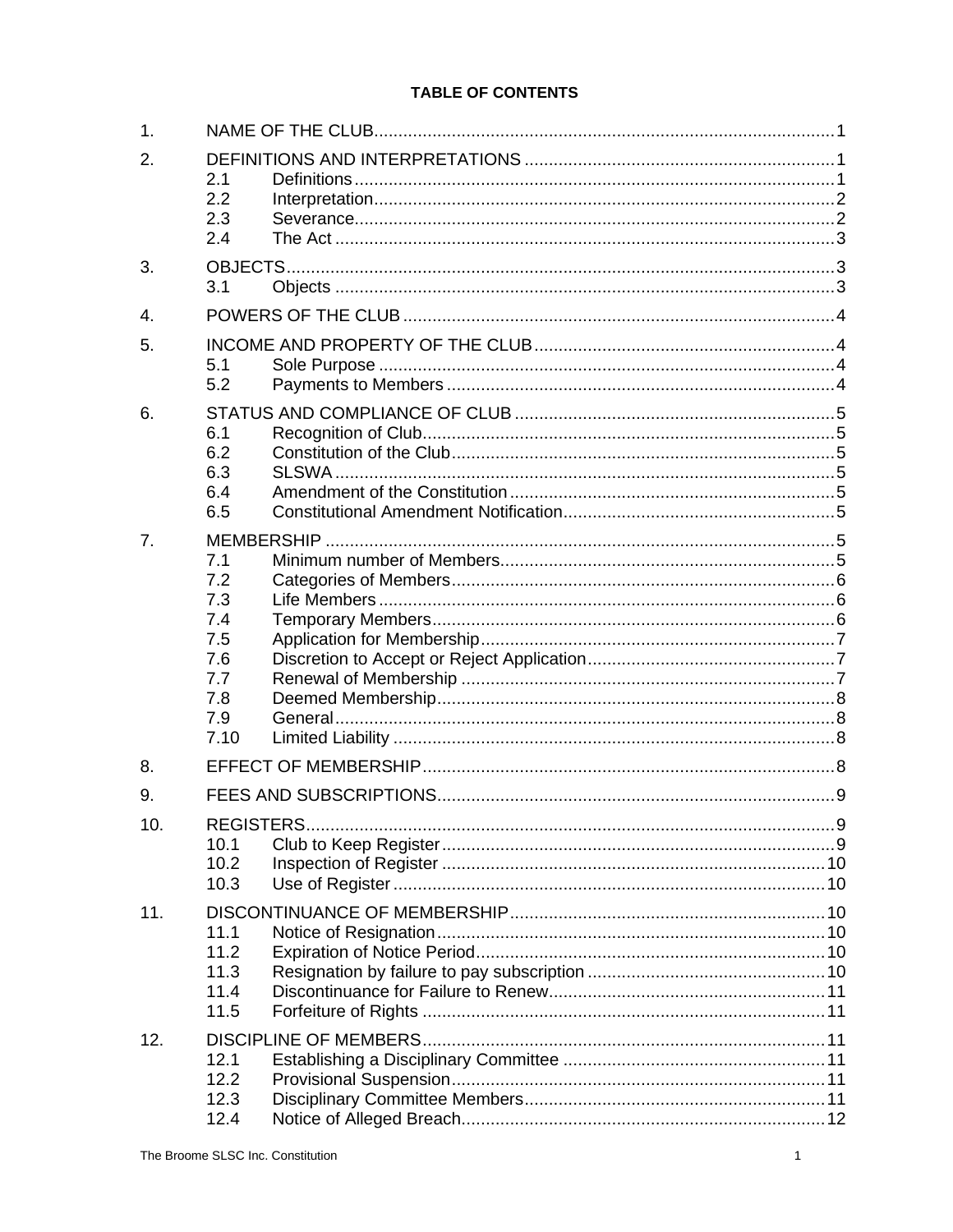**TABLE OF CONTENTS**

1. NAME OF THE CLUB ... 1
2. DEFINITIONS AND INTERPRETATIONS ... 1
   - 2.1 Definitions ... 1
   - 2.2 Interpretation ... 2
   - 2.3 Severance ... 2
   - 2.4 The Act ... 3
3. OBJECTS ... 3
   - 3.1 Objects ... 3
4. POWERS OF THE CLUB ... 4
5. INCOME AND PROPERTY OF THE CLUB ... 4
   - 5.1 Sole Purpose ... 4
   - 5.2 Payments to Members ... 4
6. STATUS AND COMPLIANCE OF CLUB ... 5
   - 6.1 Recognition of Club ... 5
   - 6.2 Constitution of the Club ... 5
   - 6.3 SLSWA ... 5
   - 6.4 Amendment of the Constitution ... 5
   - 6.5 Constitutional Amendment Notification ... 5
7. MEMBERSHIP ... 5
   - 7.1 Minimum number of Members ... 5
   - 7.2 Categories of Members ... 6
   - 7.3 Life Members ... 6
   - 7.4 Temporary Members ... 6
   - 7.5 Application for Membership ... 7
   - 7.6 Discretion to Accept or Reject Application ... 7
   - 7.7 Renewal of Membership ... 7
   - 7.8 Deemed Membership ... 8
   - 7.9 General ... 8
   - 7.10 Limited Liability ... 8
8. EFFECT OF MEMBERSHIP ... 8
9. FEES AND SUBSCRIPTIONS ... 9
10. REGISTERS ... 9
    - 10.1 Club to Keep Register ... 9
    - 10.2 Inspection of Register ... 10
    - 10.3 Use of Register ... 10
11. DISCONTINUANCE OF MEMBERSHIP ... 10
    - 11.1 Notice of Resignation ... 10
    - 11.2 Expiration of Notice Period ... 10
    - 11.3 Resignation by failure to pay subscription ... 10
    - 11.4 Discontinuance for Failure to Renew ... 11
    - 11.5 Forfeiture of Rights ... 11
12. DISCIPLINE OF MEMBERS ... 11
    - 12.1 Establishing a Disciplinary Committee ... 11
    - 12.2 Provisional Suspension ... 11
    - 12.3 Disciplinary Committee Members ... 11
    - 12.4 Notice of Alleged Breach ... 12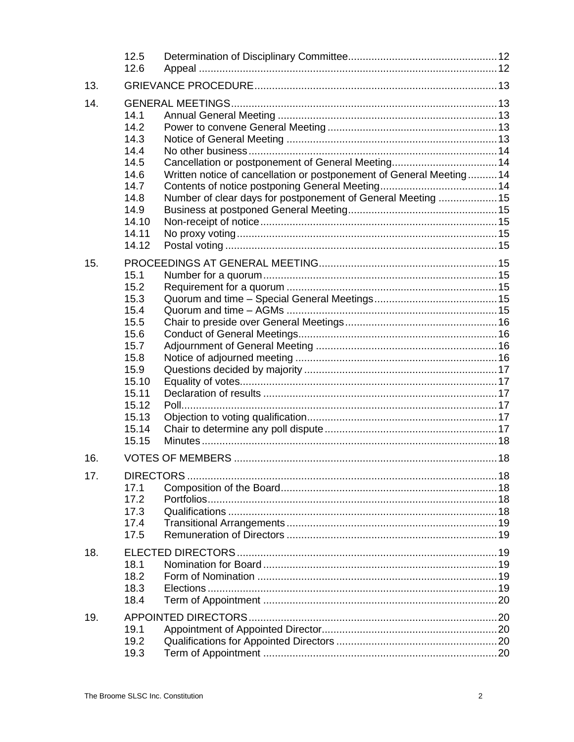| | | | |
|---|---|---|---|
| | 12.5 | Determination of Disciplinary Committee | 12 |
| | 12.6 | Appeal | 12 |
| 13. | | GRIEVANCE PROCEDURE | 13 |
| 14. | | GENERAL MEETINGS | 13 |
| | 14.1 | Annual General Meeting | 13 |
| | 14.2 | Power to convene General Meeting | 13 |
| | 14.3 | Notice of General Meeting | 13 |
| | 14.4 | No other business | 14 |
| | 14.5 | Cancellation or postponement of General Meeting | 14 |
| | 14.6 | Written notice of cancellation or postponement of General Meeting | 14 |
| | 14.7 | Contents of notice postponing General Meeting | 14 |
| | 14.8 | Number of clear days for postponement of General Meeting | 15 |
| | 14.9 | Business at postponed General Meeting | 15 |
| | 14.10 | Non-receipt of notice | 15 |
| | 14.11 | No proxy voting | 15 |
| | 14.12 | Postal voting | 15 |
| 15. | | PROCEEDINGS AT GENERAL MEETING | 15 |
| | 15.1 | Number for a quorum | 15 |
| | 15.2 | Requirement for a quorum | 15 |
| | 15.3 | Quorum and time – Special General Meetings | 15 |
| | 15.4 | Quorum and time – AGMs | 15 |
| | 15.5 | Chair to preside over General Meetings | 16 |
| | 15.6 | Conduct of General Meetings | 16 |
| | 15.7 | Adjournment of General Meeting | 16 |
| | 15.8 | Notice of adjourned meeting | 16 |
| | 15.9 | Questions decided by majority | 17 |
| | 15.10 | Equality of votes | 17 |
| | 15.11 | Declaration of results | 17 |
| | 15.12 | Poll | 17 |
| | 15.13 | Objection to voting qualification | 17 |
| | 15.14 | Chair to determine any poll dispute | 17 |
| | 15.15 | Minutes | 18 |
| 16. | | VOTES OF MEMBERS | 18 |
| 17. | | DIRECTORS | 18 |
| | 17.1 | Composition of the Board | 18 |
| | 17.2 | Portfolios | 18 |
| | 17.3 | Qualifications | 18 |
| | 17.4 | Transitional Arrangements | 19 |
| | 17.5 | Remuneration of Directors | 19 |
| 18. | | ELECTED DIRECTORS | 19 |
| | 18.1 | Nomination for Board | 19 |
| | 18.2 | Form of Nomination | 19 |
| | 18.3 | Elections | 19 |
| | 18.4 | Term of Appointment | 20 |
| 19. | | APPOINTED DIRECTORS | 20 |
| | 19.1 | Appointment of Appointed Director | 20 |
| | 19.2 | Qualifications for Appointed Directors | 20 |
| | 19.3 | Term of Appointment | 20 |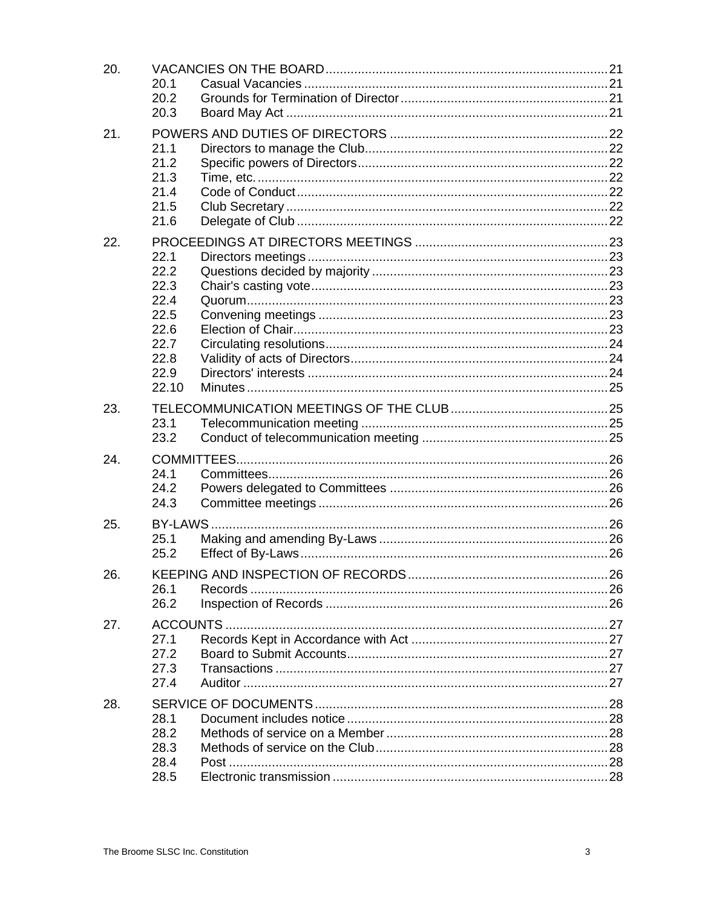| | | | |
|---|---|---|---|
| 20. | VACANCIES ON THE BOARD | | 21 |
| | 20.1 | Casual Vacancies | 21 |
| | 20.2 | Grounds for Termination of Director | 21 |
| | 20.3 | Board May Act | 21 |
| 21. | POWERS AND DUTIES OF DIRECTORS | | 22 |
| | 21.1 | Directors to manage the Club | 22 |
| | 21.2 | Specific powers of Directors | 22 |
| | 21.3 | Time, etc. | 22 |
| | 21.4 | Code of Conduct | 22 |
| | 21.5 | Club Secretary | 22 |
| | 21.6 | Delegate of Club | 22 |
| 22. | PROCEEDINGS AT DIRECTORS MEETINGS | | 23 |
| | 22.1 | Directors meetings | 23 |
| | 22.2 | Questions decided by majority | 23 |
| | 22.3 | Chair's casting vote | 23 |
| | 22.4 | Quorum | 23 |
| | 22.5 | Convening meetings | 23 |
| | 22.6 | Election of Chair | 23 |
| | 22.7 | Circulating resolutions | 24 |
| | 22.8 | Validity of acts of Directors | 24 |
| | 22.9 | Directors' interests | 24 |
| | 22.10 | Minutes | 25 |
| 23. | TELECOMMUNICATION MEETINGS OF THE CLUB | | 25 |
| | 23.1 | Telecommunication meeting | 25 |
| | 23.2 | Conduct of telecommunication meeting | 25 |
| 24. | COMMITTEES | | 26 |
| | 24.1 | Committees | 26 |
| | 24.2 | Powers delegated to Committees | 26 |
| | 24.3 | Committee meetings | 26 |
| 25. | BY-LAWS | | 26 |
| | 25.1 | Making and amending By-Laws | 26 |
| | 25.2 | Effect of By-Laws | 26 |
| 26. | KEEPING AND INSPECTION OF RECORDS | | 26 |
| | 26.1 | Records | 26 |
| | 26.2 | Inspection of Records | 26 |
| 27. | ACCOUNTS | | 27 |
| | 27.1 | Records Kept in Accordance with Act | 27 |
| | 27.2 | Board to Submit Accounts | 27 |
| | 27.3 | Transactions | 27 |
| | 27.4 | Auditor | 27 |
| 28. | SERVICE OF DOCUMENTS | | 28 |
| | 28.1 | Document includes notice | 28 |
| | 28.2 | Methods of service on a Member | 28 |
| | 28.3 | Methods of service on the Club | 28 |
| | 28.4 | Post | 28 |
| | 28.5 | Electronic transmission | 28 |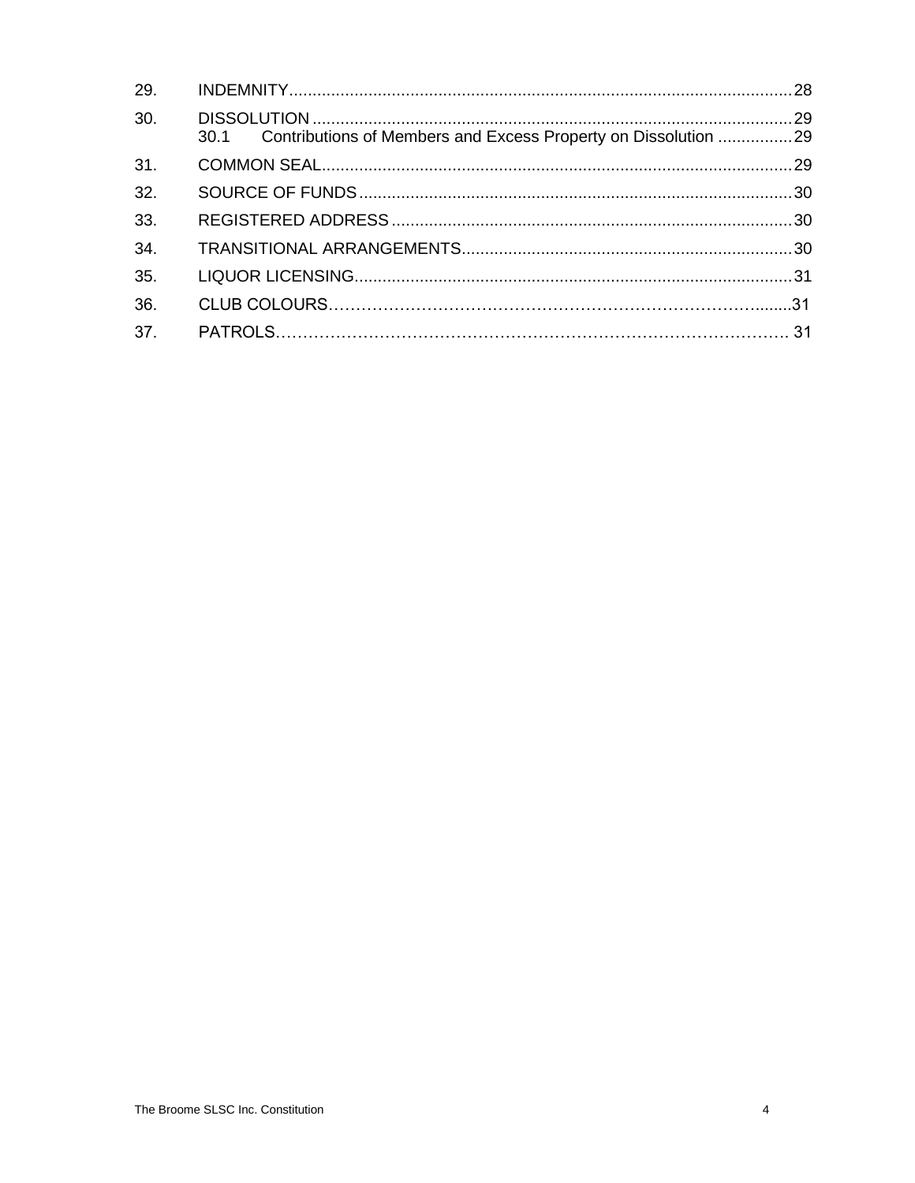29. INDEMNITY.......................................................................................................... 28

30. DISSOLUTION ...................................................................................................... 29
    30.1 Contributions of Members and Excess Property on Dissolution ................ 29

31. COMMON SEAL.................................................................................................... 29

32. SOURCE OF FUNDS ............................................................................................ 30

33. REGISTERED ADDRESS ..................................................................................... 30

34. TRANSITIONAL ARRANGEMENTS...................................................................... 30

35. LIQUOR LICENSING............................................................................................. 31

36. CLUB COLOURS……………………………………………………………………........31

37. PATROLS…………………………………………………………………………………. 31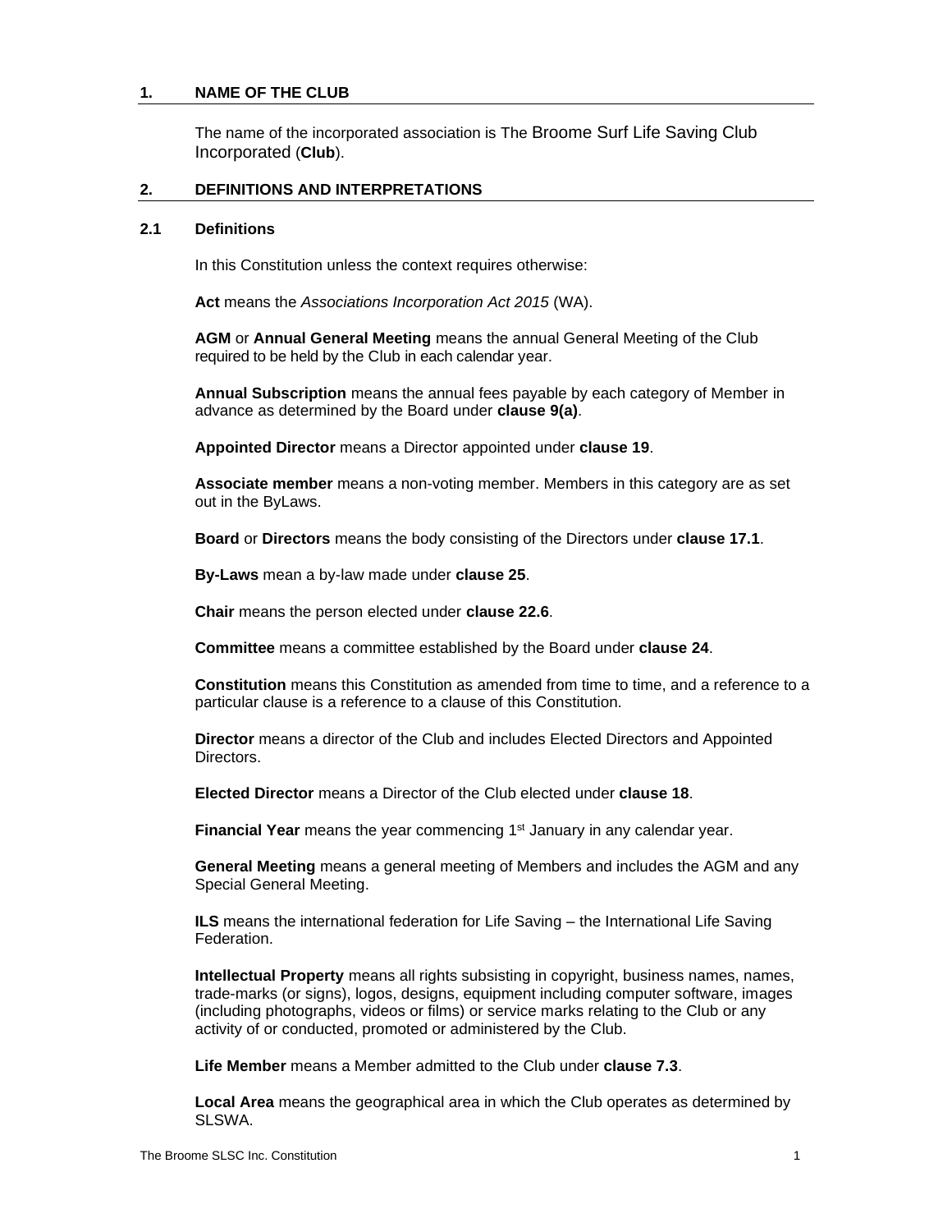## 1. NAME OF THE CLUB

The name of the incorporated association is The Broome Surf Life Saving Club Incorporated (**Club**).

## 2. DEFINITIONS AND INTERPRETATIONS

### 2.1 Definitions

In this Constitution unless the context requires otherwise:

**Act** means the *Associations Incorporation Act 2015* (WA).

**AGM** or **Annual General Meeting** means the annual General Meeting of the Club required to be held by the Club in each calendar year.

**Annual Subscription** means the annual fees payable by each category of Member in advance as determined by the Board under **clause 9(a)**.

**Appointed Director** means a Director appointed under **clause 19**.

**Associate member** means a non-voting member. Members in this category are as set out in the ByLaws.

**Board** or **Directors** means the body consisting of the Directors under **clause 17.1**.

**By-Laws** mean a by-law made under **clause 25**.

**Chair** means the person elected under **clause 22.6**.

**Committee** means a committee established by the Board under **clause 24**.

**Constitution** means this Constitution as amended from time to time, and a reference to a particular clause is a reference to a clause of this Constitution.

**Director** means a director of the Club and includes Elected Directors and Appointed Directors.

**Elected Director** means a Director of the Club elected under **clause 18**.

**Financial Year** means the year commencing 1st January in any calendar year.

**General Meeting** means a general meeting of Members and includes the AGM and any Special General Meeting.

**ILS** means the international federation for Life Saving – the International Life Saving Federation.

**Intellectual Property** means all rights subsisting in copyright, business names, names, trade-marks (or signs), logos, designs, equipment including computer software, images (including photographs, videos or films) or service marks relating to the Club or any activity of or conducted, promoted or administered by the Club.

**Life Member** means a Member admitted to the Club under **clause 7.3**.

**Local Area** means the geographical area in which the Club operates as determined by SLSWA.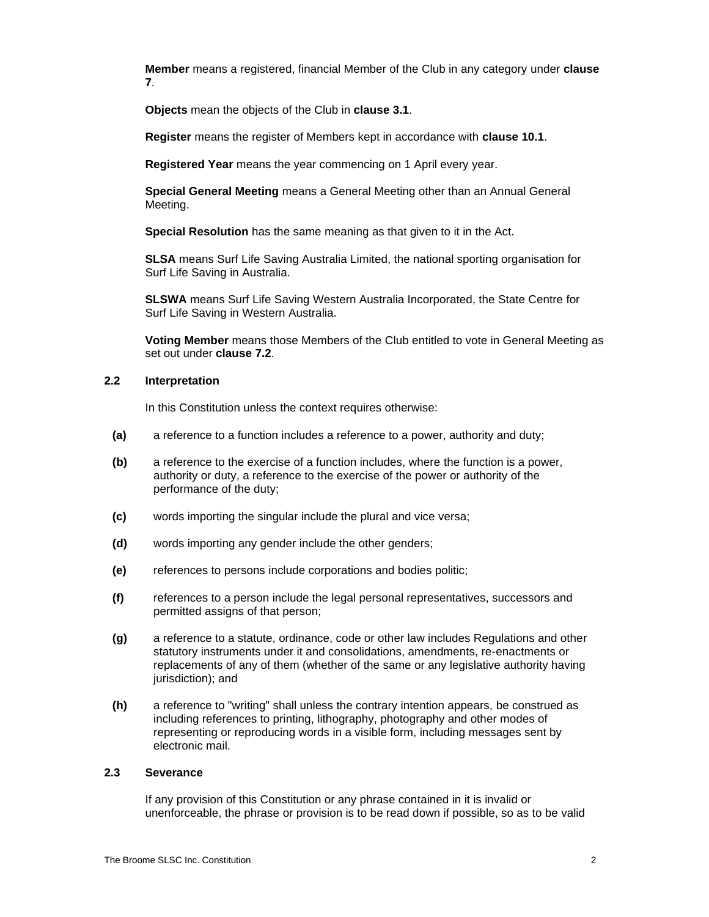**Member** means a registered, financial Member of the Club in any category under **clause 7**.

**Objects** mean the objects of the Club in **clause 3.1**.

**Register** means the register of Members kept in accordance with **clause 10.1**.

**Registered Year** means the year commencing on 1 April every year.

**Special General Meeting** means a General Meeting other than an Annual General Meeting.

**Special Resolution** has the same meaning as that given to it in the Act.

**SLSA** means Surf Life Saving Australia Limited, the national sporting organisation for Surf Life Saving in Australia.

**SLSWA** means Surf Life Saving Western Australia Incorporated, the State Centre for Surf Life Saving in Western Australia.

**Voting Member** means those Members of the Club entitled to vote in General Meeting as set out under **clause 7.2**.

### 2.2 Interpretation

In this Constitution unless the context requires otherwise:

**(a)** a reference to a function includes a reference to a power, authority and duty;

**(b)** a reference to the exercise of a function includes, where the function is a power, authority or duty, a reference to the exercise of the power or authority of the performance of the duty;

**(c)** words importing the singular include the plural and vice versa;

**(d)** words importing any gender include the other genders;

**(e)** references to persons include corporations and bodies politic;

**(f)** references to a person include the legal personal representatives, successors and permitted assigns of that person;

**(g)** a reference to a statute, ordinance, code or other law includes Regulations and other statutory instruments under it and consolidations, amendments, re-enactments or replacements of any of them (whether of the same or any legislative authority having jurisdiction); and

**(h)** a reference to "writing" shall unless the contrary intention appears, be construed as including references to printing, lithography, photography and other modes of representing or reproducing words in a visible form, including messages sent by electronic mail.

### 2.3 Severance

If any provision of this Constitution or any phrase contained in it is invalid or unenforceable, the phrase or provision is to be read down if possible, so as to be valid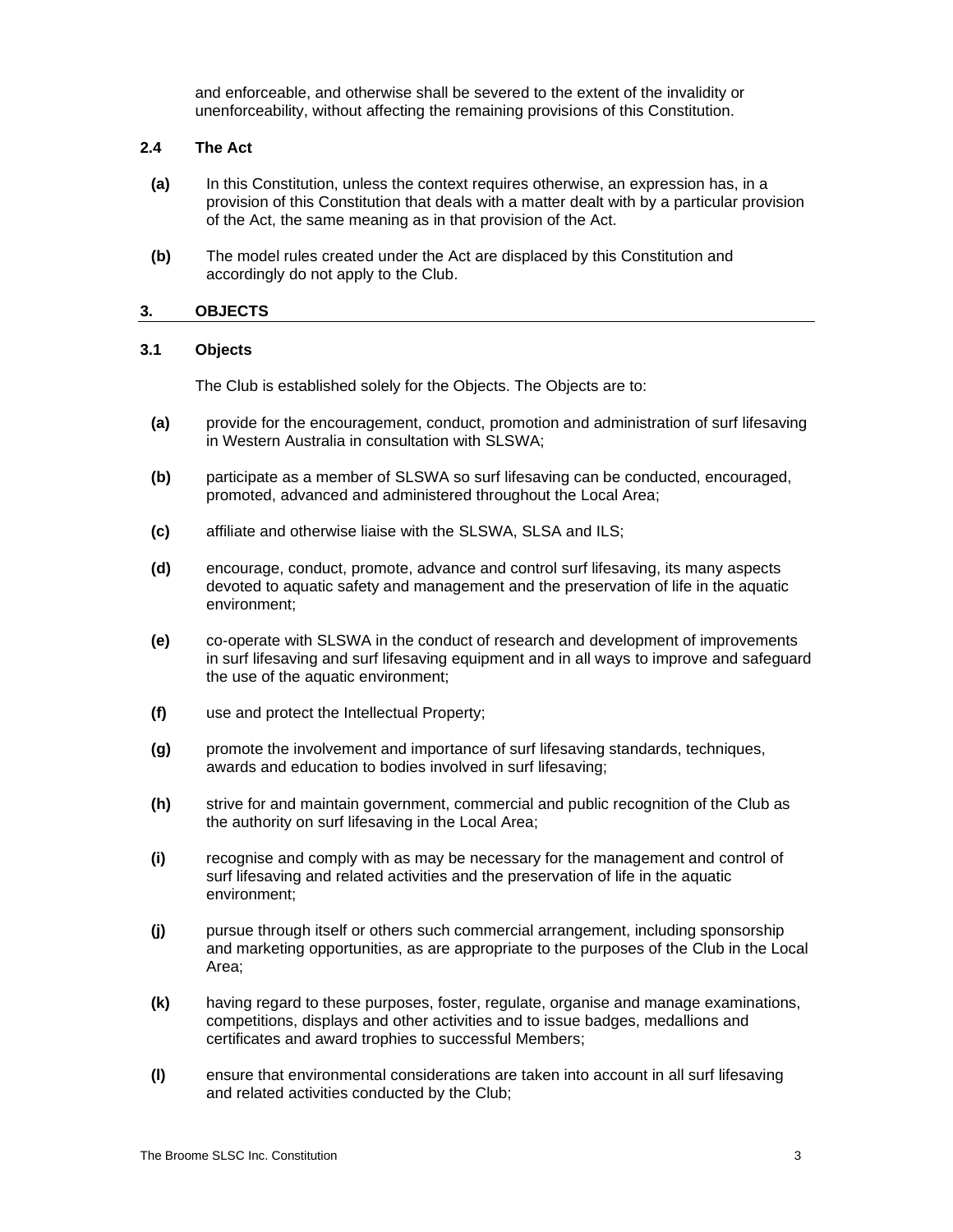and enforceable, and otherwise shall be severed to the extent of the invalidity or unenforceability, without affecting the remaining provisions of this Constitution.

### 2.4 The Act

**(a)** In this Constitution, unless the context requires otherwise, an expression has, in a provision of this Constitution that deals with a matter dealt with by a particular provision of the Act, the same meaning as in that provision of the Act.

**(b)** The model rules created under the Act are displaced by this Constitution and accordingly do not apply to the Club.

## 3. OBJECTS

### 3.1 Objects

The Club is established solely for the Objects. The Objects are to:

**(a)** provide for the encouragement, conduct, promotion and administration of surf lifesaving in Western Australia in consultation with SLSWA;

**(b)** participate as a member of SLSWA so surf lifesaving can be conducted, encouraged, promoted, advanced and administered throughout the Local Area;

**(c)** affiliate and otherwise liaise with the SLSWA, SLSA and ILS;

**(d)** encourage, conduct, promote, advance and control surf lifesaving, its many aspects devoted to aquatic safety and management and the preservation of life in the aquatic environment;

**(e)** co-operate with SLSWA in the conduct of research and development of improvements in surf lifesaving and surf lifesaving equipment and in all ways to improve and safeguard the use of the aquatic environment;

**(f)** use and protect the Intellectual Property;

**(g)** promote the involvement and importance of surf lifesaving standards, techniques, awards and education to bodies involved in surf lifesaving;

**(h)** strive for and maintain government, commercial and public recognition of the Club as the authority on surf lifesaving in the Local Area;

**(i)** recognise and comply with as may be necessary for the management and control of surf lifesaving and related activities and the preservation of life in the aquatic environment;

**(j)** pursue through itself or others such commercial arrangement, including sponsorship and marketing opportunities, as are appropriate to the purposes of the Club in the Local Area;

**(k)** having regard to these purposes, foster, regulate, organise and manage examinations, competitions, displays and other activities and to issue badges, medallions and certificates and award trophies to successful Members;

**(l)** ensure that environmental considerations are taken into account in all surf lifesaving and related activities conducted by the Club;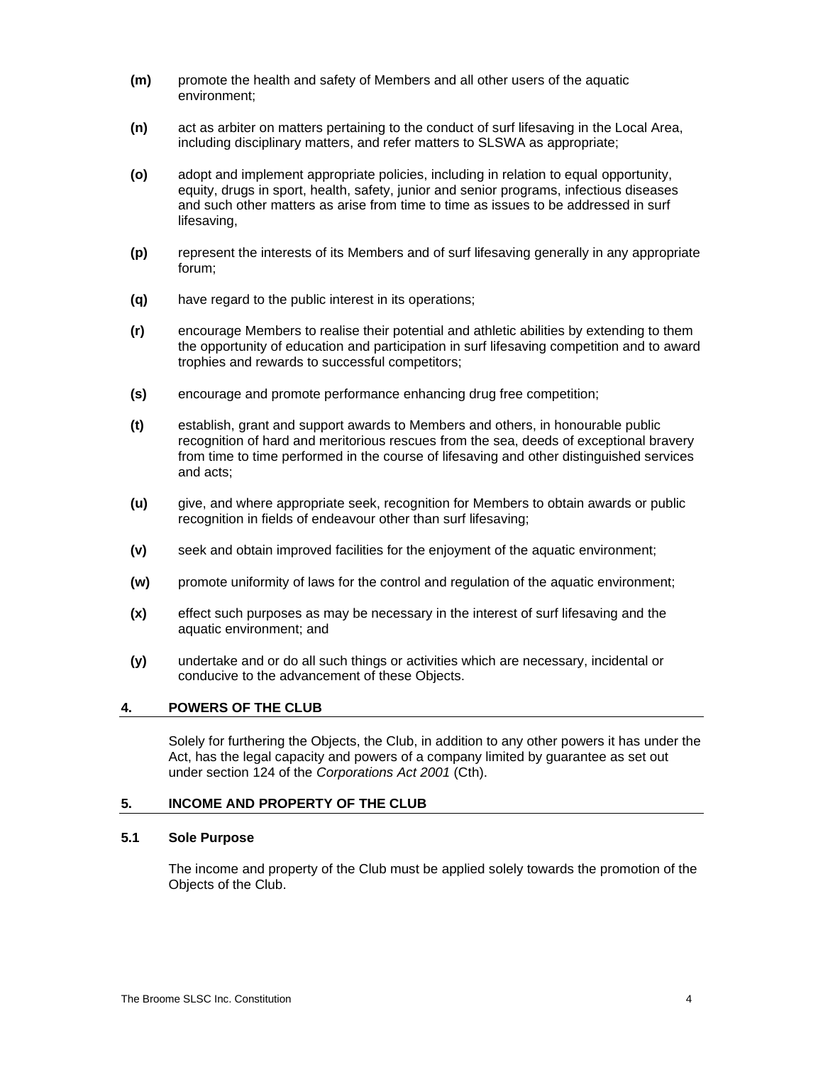**(m)** promote the health and safety of Members and all other users of the aquatic environment;

**(n)** act as arbiter on matters pertaining to the conduct of surf lifesaving in the Local Area, including disciplinary matters, and refer matters to SLSWA as appropriate;

**(o)** adopt and implement appropriate policies, including in relation to equal opportunity, equity, drugs in sport, health, safety, junior and senior programs, infectious diseases and such other matters as arise from time to time as issues to be addressed in surf lifesaving,

**(p)** represent the interests of its Members and of surf lifesaving generally in any appropriate forum;

**(q)** have regard to the public interest in its operations;

**(r)** encourage Members to realise their potential and athletic abilities by extending to them the opportunity of education and participation in surf lifesaving competition and to award trophies and rewards to successful competitors;

**(s)** encourage and promote performance enhancing drug free competition;

**(t)** establish, grant and support awards to Members and others, in honourable public recognition of hard and meritorious rescues from the sea, deeds of exceptional bravery from time to time performed in the course of lifesaving and other distinguished services and acts;

**(u)** give, and where appropriate seek, recognition for Members to obtain awards or public recognition in fields of endeavour other than surf lifesaving;

**(v)** seek and obtain improved facilities for the enjoyment of the aquatic environment;

**(w)** promote uniformity of laws for the control and regulation of the aquatic environment;

**(x)** effect such purposes as may be necessary in the interest of surf lifesaving and the aquatic environment; and

**(y)** undertake and or do all such things or activities which are necessary, incidental or conducive to the advancement of these Objects.

## 4. POWERS OF THE CLUB

Solely for furthering the Objects, the Club, in addition to any other powers it has under the Act, has the legal capacity and powers of a company limited by guarantee as set out under section 124 of the *Corporations Act 2001* (Cth).

## 5. INCOME AND PROPERTY OF THE CLUB

### 5.1 Sole Purpose

The income and property of the Club must be applied solely towards the promotion of the Objects of the Club.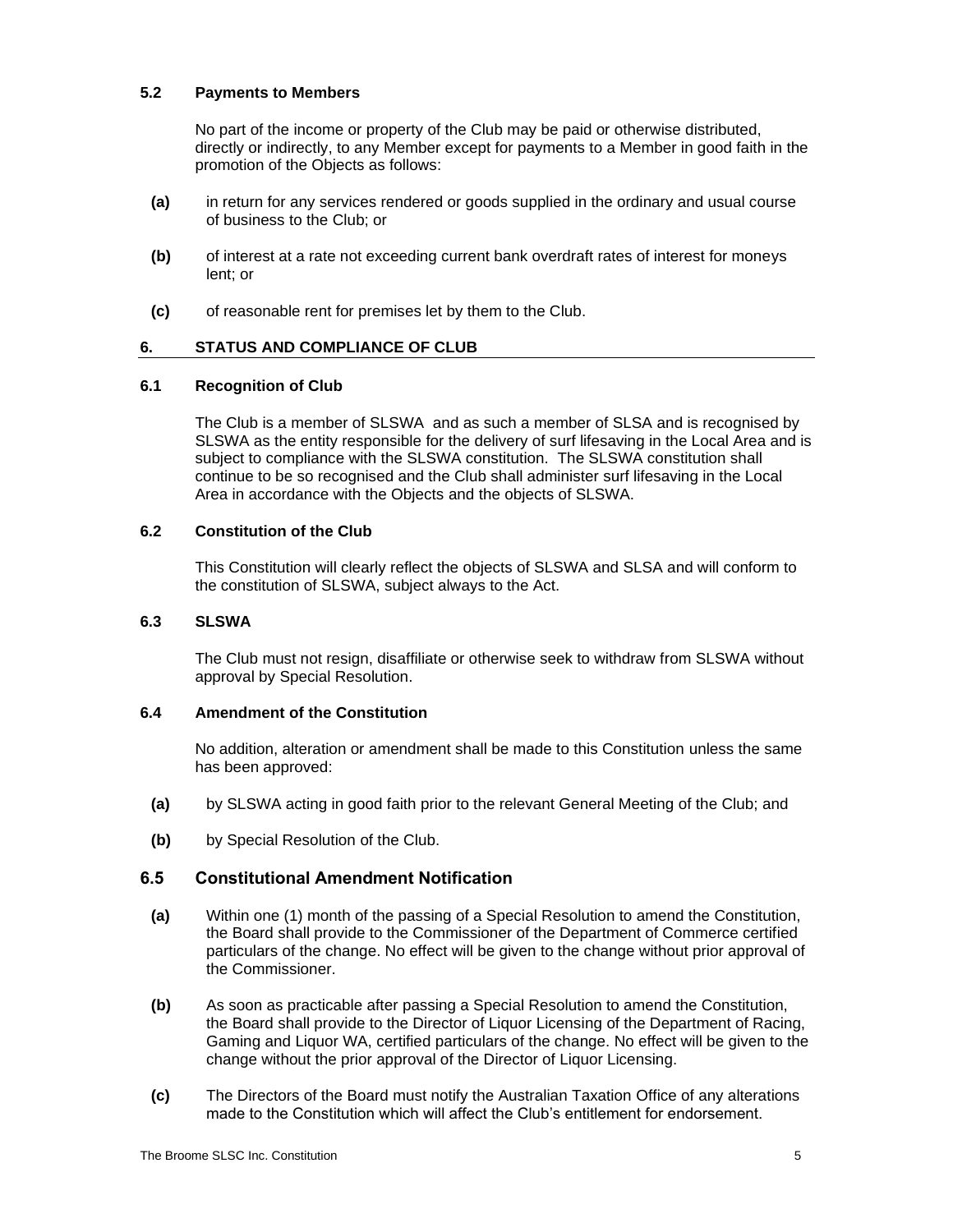### 5.2 Payments to Members

No part of the income or property of the Club may be paid or otherwise distributed, directly or indirectly, to any Member except for payments to a Member in good faith in the promotion of the Objects as follows:

**(a)** in return for any services rendered or goods supplied in the ordinary and usual course of business to the Club; or

**(b)** of interest at a rate not exceeding current bank overdraft rates of interest for moneys lent; or

**(c)** of reasonable rent for premises let by them to the Club.

## 6. STATUS AND COMPLIANCE OF CLUB

### 6.1 Recognition of Club

The Club is a member of SLSWA  and as such a member of SLSA and is recognised by SLSWA as the entity responsible for the delivery of surf lifesaving in the Local Area and is subject to compliance with the SLSWA constitution.  The SLSWA constitution shall continue to be so recognised and the Club shall administer surf lifesaving in the Local Area in accordance with the Objects and the objects of SLSWA.

### 6.2 Constitution of the Club

This Constitution will clearly reflect the objects of SLSWA and SLSA and will conform to the constitution of SLSWA, subject always to the Act.

### 6.3 SLSWA

The Club must not resign, disaffiliate or otherwise seek to withdraw from SLSWA without approval by Special Resolution.

### 6.4 Amendment of the Constitution

No addition, alteration or amendment shall be made to this Constitution unless the same has been approved:

**(a)** by SLSWA acting in good faith prior to the relevant General Meeting of the Club; and

**(b)** by Special Resolution of the Club.

### 6.5 Constitutional Amendment Notification

**(a)** Within one (1) month of the passing of a Special Resolution to amend the Constitution, the Board shall provide to the Commissioner of the Department of Commerce certified particulars of the change. No effect will be given to the change without prior approval of the Commissioner.

**(b)** As soon as practicable after passing a Special Resolution to amend the Constitution, the Board shall provide to the Director of Liquor Licensing of the Department of Racing, Gaming and Liquor WA, certified particulars of the change. No effect will be given to the change without the prior approval of the Director of Liquor Licensing.

**(c)** The Directors of the Board must notify the Australian Taxation Office of any alterations made to the Constitution which will affect the Club's entitlement for endorsement.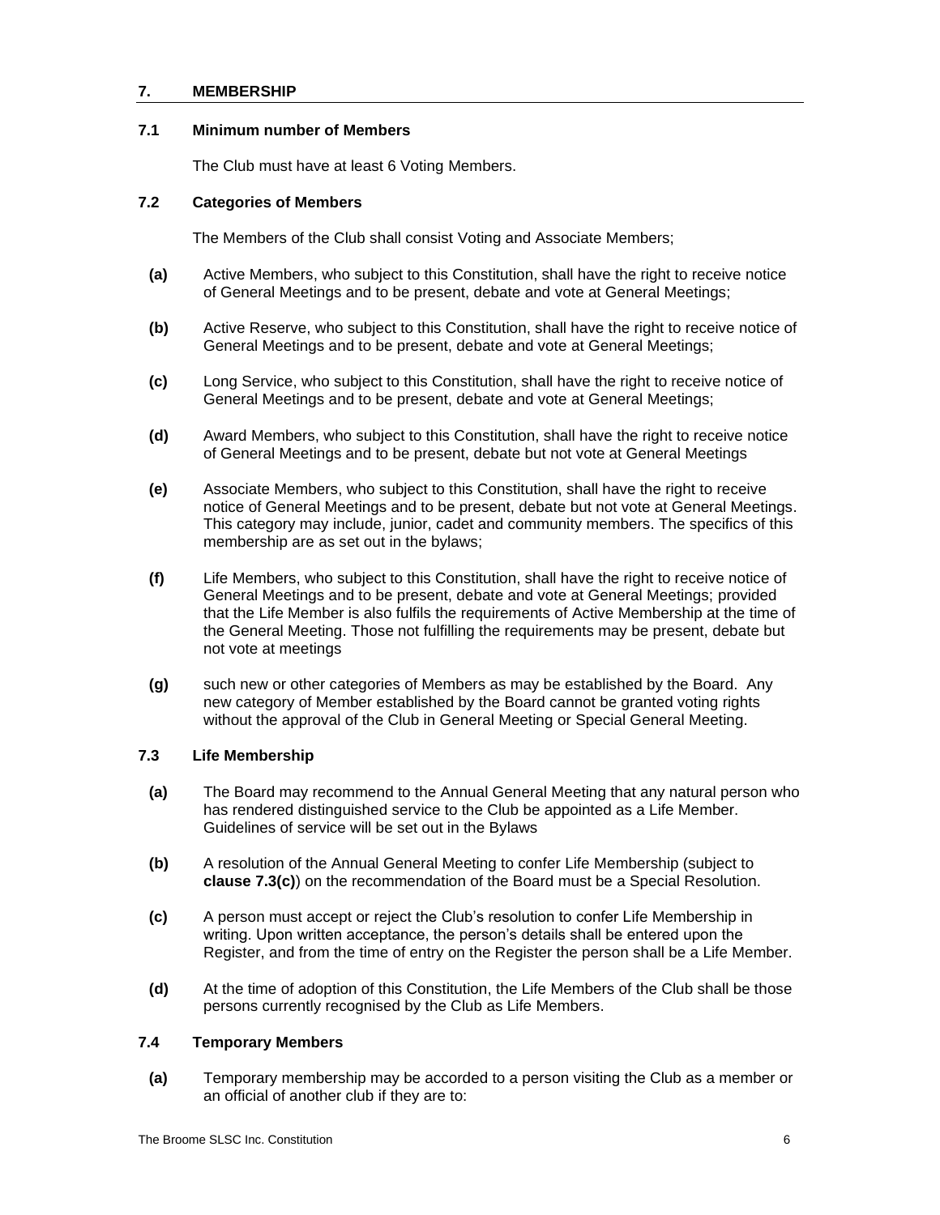## 7. MEMBERSHIP

### 7.1 Minimum number of Members

The Club must have at least 6 Voting Members.

### 7.2 Categories of Members

The Members of the Club shall consist Voting and Associate Members;

**(a)** Active Members, who subject to this Constitution, shall have the right to receive notice of General Meetings and to be present, debate and vote at General Meetings;

**(b)** Active Reserve, who subject to this Constitution, shall have the right to receive notice of General Meetings and to be present, debate and vote at General Meetings;

**(c)** Long Service, who subject to this Constitution, shall have the right to receive notice of General Meetings and to be present, debate and vote at General Meetings;

**(d)** Award Members, who subject to this Constitution, shall have the right to receive notice of General Meetings and to be present, debate but not vote at General Meetings

**(e)** Associate Members, who subject to this Constitution, shall have the right to receive notice of General Meetings and to be present, debate but not vote at General Meetings. This category may include, junior, cadet and community members. The specifics of this membership are as set out in the bylaws;

**(f)** Life Members, who subject to this Constitution, shall have the right to receive notice of General Meetings and to be present, debate and vote at General Meetings; provided that the Life Member is also fulfils the requirements of Active Membership at the time of the General Meeting. Those not fulfilling the requirements may be present, debate but not vote at meetings

**(g)** such new or other categories of Members as may be established by the Board. Any new category of Member established by the Board cannot be granted voting rights without the approval of the Club in General Meeting or Special General Meeting.

### 7.3 Life Membership

**(a)** The Board may recommend to the Annual General Meeting that any natural person who has rendered distinguished service to the Club be appointed as a Life Member. Guidelines of service will be set out in the Bylaws

**(b)** A resolution of the Annual General Meeting to confer Life Membership (subject to **clause 7.3(c)**) on the recommendation of the Board must be a Special Resolution.

**(c)** A person must accept or reject the Club's resolution to confer Life Membership in writing. Upon written acceptance, the person's details shall be entered upon the Register, and from the time of entry on the Register the person shall be a Life Member.

**(d)** At the time of adoption of this Constitution, the Life Members of the Club shall be those persons currently recognised by the Club as Life Members.

### 7.4 Temporary Members

**(a)** Temporary membership may be accorded to a person visiting the Club as a member or an official of another club if they are to: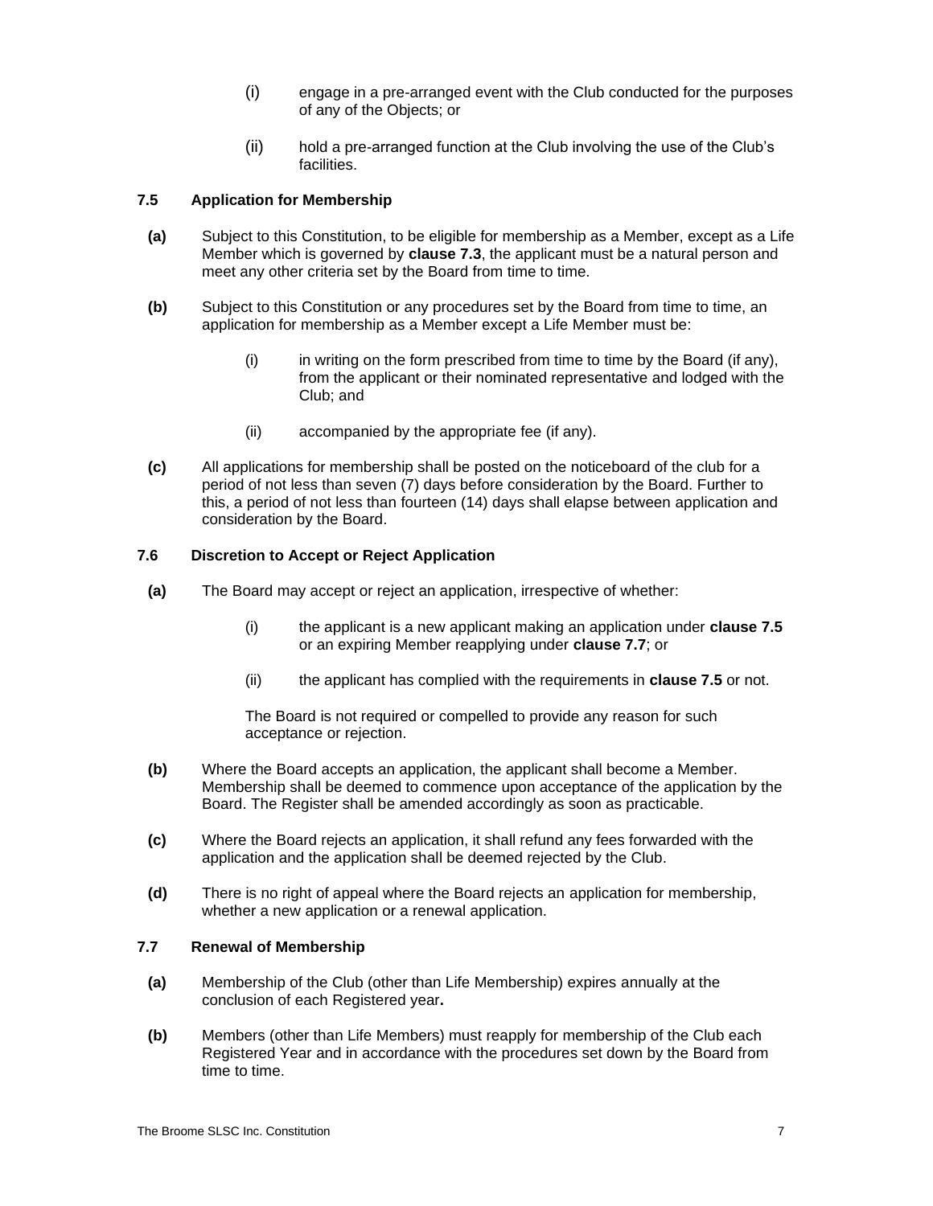(i) engage in a pre-arranged event with the Club conducted for the purposes of any of the Objects; or

(ii) hold a pre-arranged function at the Club involving the use of the Club's facilities.

### 7.5 Application for Membership

**(a)** Subject to this Constitution, to be eligible for membership as a Member, except as a Life Member which is governed by **clause 7.3**, the applicant must be a natural person and meet any other criteria set by the Board from time to time.

**(b)** Subject to this Constitution or any procedures set by the Board from time to time, an application for membership as a Member except a Life Member must be:

(i) in writing on the form prescribed from time to time by the Board (if any), from the applicant or their nominated representative and lodged with the Club; and

(ii) accompanied by the appropriate fee (if any).

**(c)** All applications for membership shall be posted on the noticeboard of the club for a period of not less than seven (7) days before consideration by the Board. Further to this, a period of not less than fourteen (14) days shall elapse between application and consideration by the Board.

### 7.6 Discretion to Accept or Reject Application

**(a)** The Board may accept or reject an application, irrespective of whether:

(i) the applicant is a new applicant making an application under **clause 7.5** or an expiring Member reapplying under **clause 7.7**; or

(ii) the applicant has complied with the requirements in **clause 7.5** or not.

The Board is not required or compelled to provide any reason for such acceptance or rejection.

**(b)** Where the Board accepts an application, the applicant shall become a Member. Membership shall be deemed to commence upon acceptance of the application by the Board. The Register shall be amended accordingly as soon as practicable.

**(c)** Where the Board rejects an application, it shall refund any fees forwarded with the application and the application shall be deemed rejected by the Club.

**(d)** There is no right of appeal where the Board rejects an application for membership, whether a new application or a renewal application.

### 7.7 Renewal of Membership

**(a)** Membership of the Club (other than Life Membership) expires annually at the conclusion of each Registered year**.**

**(b)** Members (other than Life Members) must reapply for membership of the Club each Registered Year and in accordance with the procedures set down by the Board from time to time.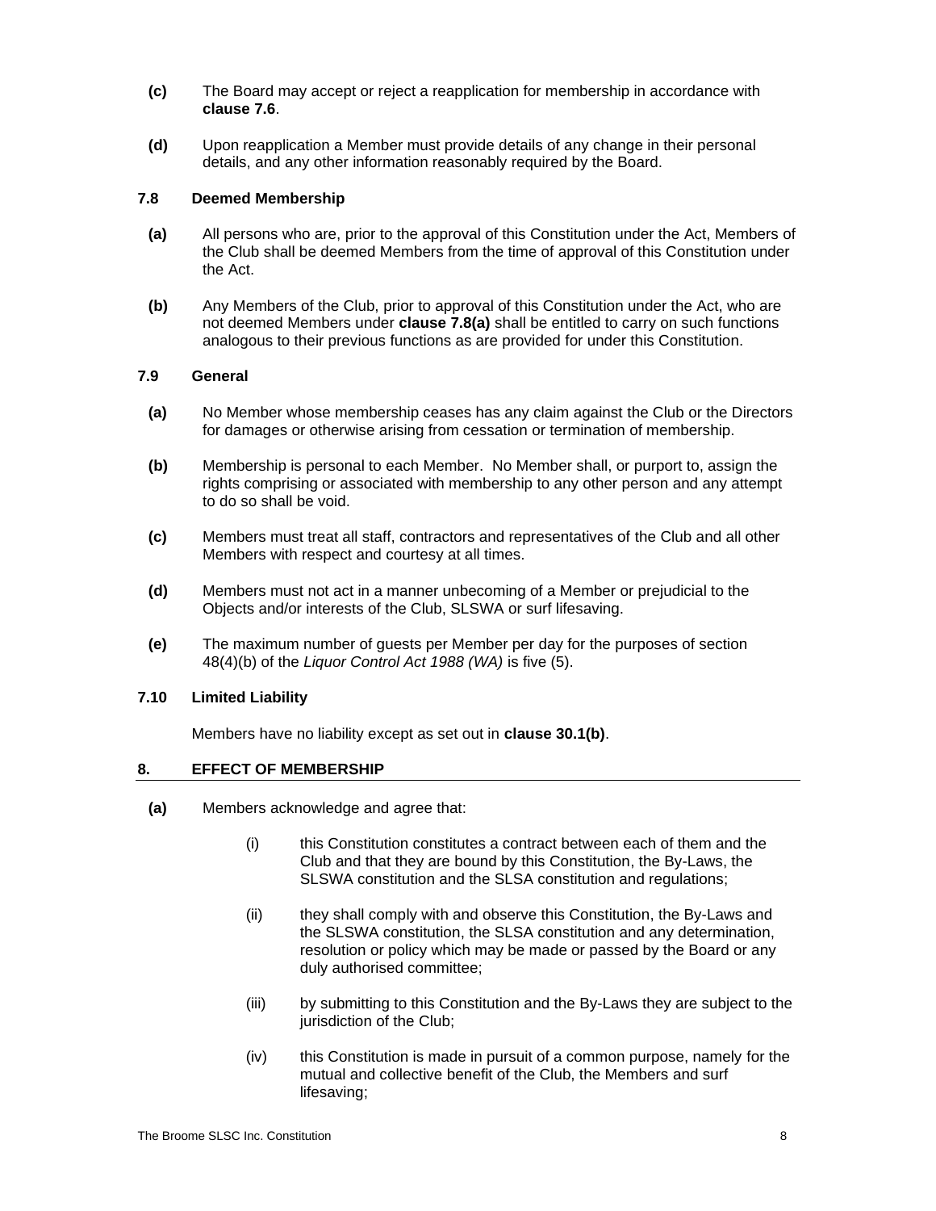**(c)** The Board may accept or reject a reapplication for membership in accordance with **clause 7.6**.

**(d)** Upon reapplication a Member must provide details of any change in their personal details, and any other information reasonably required by the Board.

### 7.8 Deemed Membership

**(a)** All persons who are, prior to the approval of this Constitution under the Act, Members of the Club shall be deemed Members from the time of approval of this Constitution under the Act.

**(b)** Any Members of the Club, prior to approval of this Constitution under the Act, who are not deemed Members under **clause 7.8(a)** shall be entitled to carry on such functions analogous to their previous functions as are provided for under this Constitution.

### 7.9 General

**(a)** No Member whose membership ceases has any claim against the Club or the Directors for damages or otherwise arising from cessation or termination of membership.

**(b)** Membership is personal to each Member. No Member shall, or purport to, assign the rights comprising or associated with membership to any other person and any attempt to do so shall be void.

**(c)** Members must treat all staff, contractors and representatives of the Club and all other Members with respect and courtesy at all times.

**(d)** Members must not act in a manner unbecoming of a Member or prejudicial to the Objects and/or interests of the Club, SLSWA or surf lifesaving.

**(e)** The maximum number of guests per Member per day for the purposes of section 48(4)(b) of the *Liquor Control Act 1988 (WA)* is five (5).

### 7.10 Limited Liability

Members have no liability except as set out in **clause 30.1(b)**.

## 8. EFFECT OF MEMBERSHIP

**(a)** Members acknowledge and agree that:

(i) this Constitution constitutes a contract between each of them and the Club and that they are bound by this Constitution, the By-Laws, the SLSWA constitution and the SLSA constitution and regulations;

(ii) they shall comply with and observe this Constitution, the By-Laws and the SLSWA constitution, the SLSA constitution and any determination, resolution or policy which may be made or passed by the Board or any duly authorised committee;

(iii) by submitting to this Constitution and the By-Laws they are subject to the jurisdiction of the Club;

(iv) this Constitution is made in pursuit of a common purpose, namely for the mutual and collective benefit of the Club, the Members and surf lifesaving;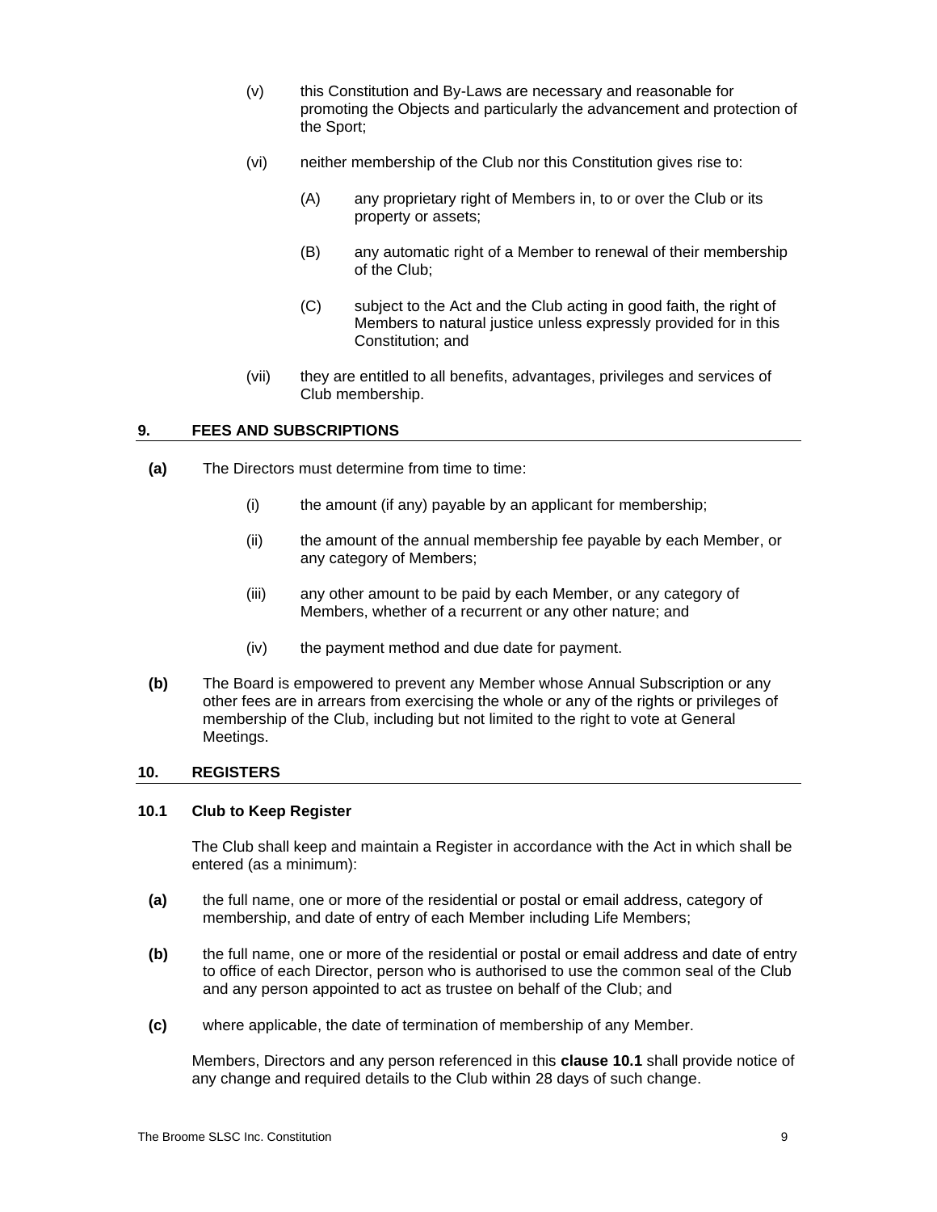(v) this Constitution and By-Laws are necessary and reasonable for promoting the Objects and particularly the advancement and protection of the Sport;

(vi) neither membership of the Club nor this Constitution gives rise to:

(A) any proprietary right of Members in, to or over the Club or its property or assets;

(B) any automatic right of a Member to renewal of their membership of the Club;

(C) subject to the Act and the Club acting in good faith, the right of Members to natural justice unless expressly provided for in this Constitution; and

(vii) they are entitled to all benefits, advantages, privileges and services of Club membership.

## 9. FEES AND SUBSCRIPTIONS

**(a)** The Directors must determine from time to time:

(i) the amount (if any) payable by an applicant for membership;

(ii) the amount of the annual membership fee payable by each Member, or any category of Members;

(iii) any other amount to be paid by each Member, or any category of Members, whether of a recurrent or any other nature; and

(iv) the payment method and due date for payment.

**(b)** The Board is empowered to prevent any Member whose Annual Subscription or any other fees are in arrears from exercising the whole or any of the rights or privileges of membership of the Club, including but not limited to the right to vote at General Meetings.

## 10. REGISTERS

### 10.1 Club to Keep Register

The Club shall keep and maintain a Register in accordance with the Act in which shall be entered (as a minimum):

**(a)** the full name, one or more of the residential or postal or email address, category of membership, and date of entry of each Member including Life Members;

**(b)** the full name, one or more of the residential or postal or email address and date of entry to office of each Director, person who is authorised to use the common seal of the Club and any person appointed to act as trustee on behalf of the Club; and

**(c)** where applicable, the date of termination of membership of any Member.

Members, Directors and any person referenced in this **clause 10.1** shall provide notice of any change and required details to the Club within 28 days of such change.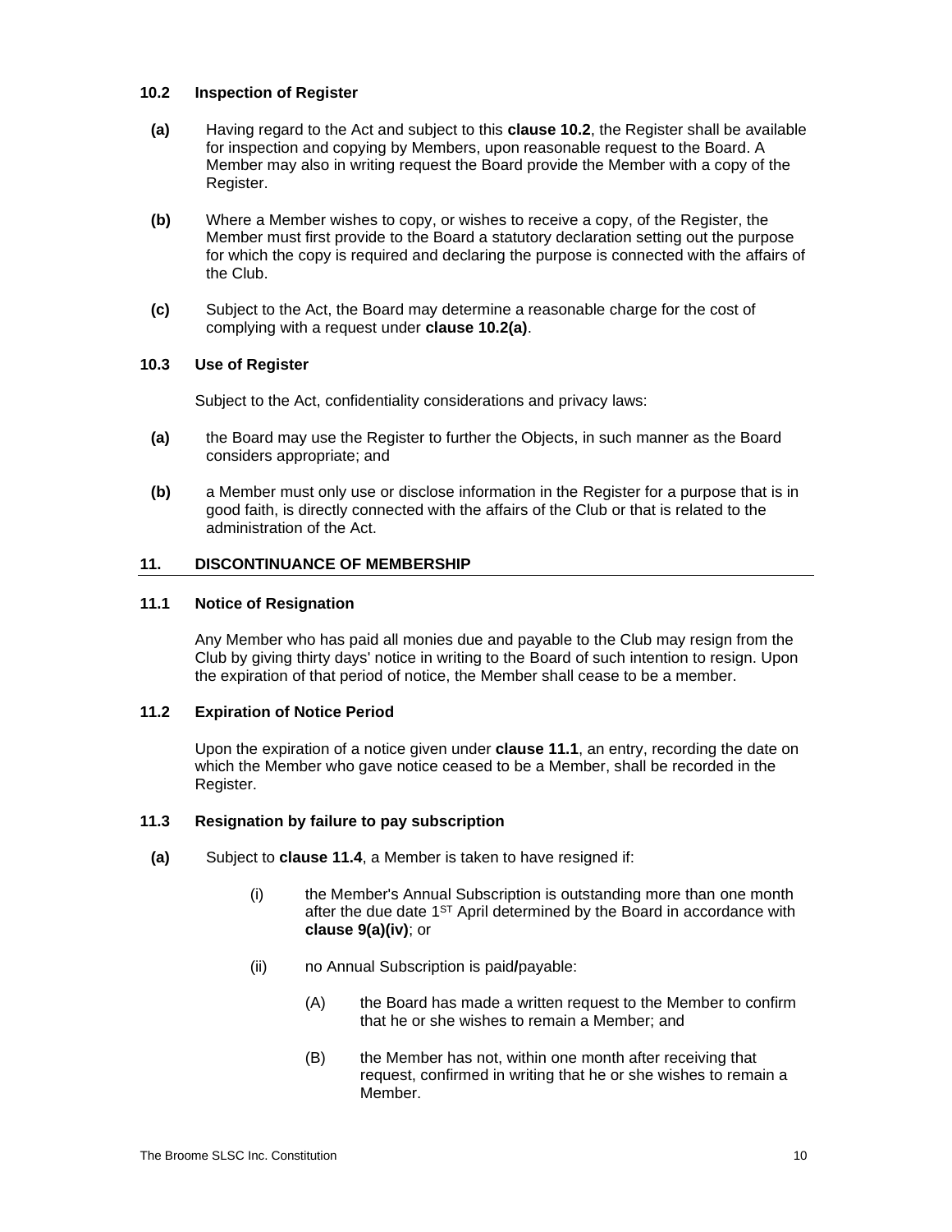### 10.2 Inspection of Register

**(a)** Having regard to the Act and subject to this **clause 10.2**, the Register shall be available for inspection and copying by Members, upon reasonable request to the Board. A Member may also in writing request the Board provide the Member with a copy of the Register.

**(b)** Where a Member wishes to copy, or wishes to receive a copy, of the Register, the Member must first provide to the Board a statutory declaration setting out the purpose for which the copy is required and declaring the purpose is connected with the affairs of the Club.

**(c)** Subject to the Act, the Board may determine a reasonable charge for the cost of complying with a request under **clause 10.2(a)**.

### 10.3 Use of Register

Subject to the Act, confidentiality considerations and privacy laws:

**(a)** the Board may use the Register to further the Objects, in such manner as the Board considers appropriate; and

**(b)** a Member must only use or disclose information in the Register for a purpose that is in good faith, is directly connected with the affairs of the Club or that is related to the administration of the Act.

## 11. DISCONTINUANCE OF MEMBERSHIP

### 11.1 Notice of Resignation

Any Member who has paid all monies due and payable to the Club may resign from the Club by giving thirty days' notice in writing to the Board of such intention to resign. Upon the expiration of that period of notice, the Member shall cease to be a member.

### 11.2 Expiration of Notice Period

Upon the expiration of a notice given under **clause 11.1**, an entry, recording the date on which the Member who gave notice ceased to be a Member, shall be recorded in the Register.

### 11.3 Resignation by failure to pay subscription

**(a)** Subject to **clause 11.4**, a Member is taken to have resigned if:

(i) the Member's Annual Subscription is outstanding more than one month after the due date 1ST April determined by the Board in accordance with **clause 9(a)(iv)**; or

(ii) no Annual Subscription is paid**/**payable:

(A) the Board has made a written request to the Member to confirm that he or she wishes to remain a Member; and

(B) the Member has not, within one month after receiving that request, confirmed in writing that he or she wishes to remain a Member.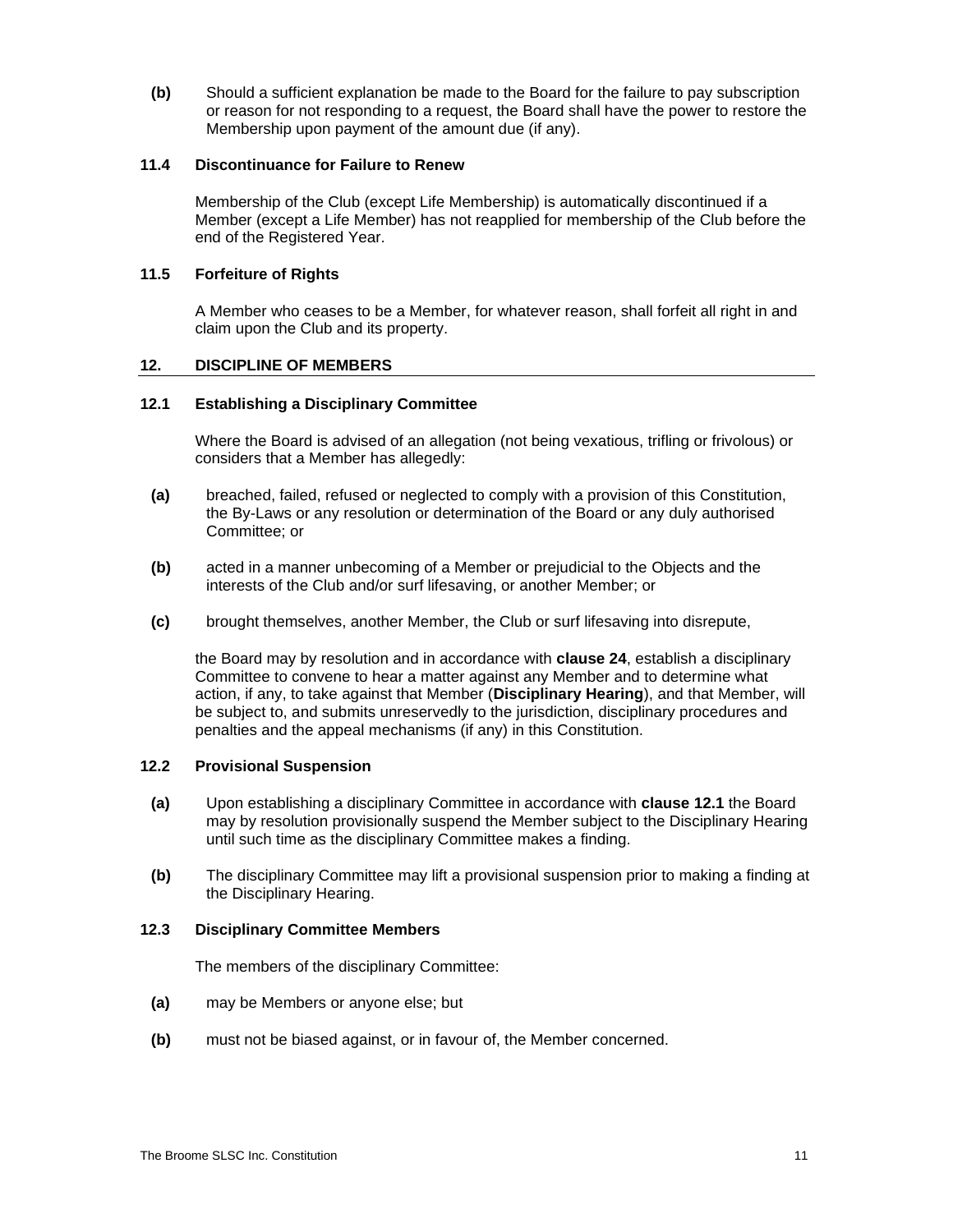**(b)** Should a sufficient explanation be made to the Board for the failure to pay subscription or reason for not responding to a request, the Board shall have the power to restore the Membership upon payment of the amount due (if any).

### 11.4 Discontinuance for Failure to Renew

Membership of the Club (except Life Membership) is automatically discontinued if a Member (except a Life Member) has not reapplied for membership of the Club before the end of the Registered Year.

### 11.5 Forfeiture of Rights

A Member who ceases to be a Member, for whatever reason, shall forfeit all right in and claim upon the Club and its property.

## 12. DISCIPLINE OF MEMBERS

### 12.1 Establishing a Disciplinary Committee

Where the Board is advised of an allegation (not being vexatious, trifling or frivolous) or considers that a Member has allegedly:

**(a)** breached, failed, refused or neglected to comply with a provision of this Constitution, the By-Laws or any resolution or determination of the Board or any duly authorised Committee; or

**(b)** acted in a manner unbecoming of a Member or prejudicial to the Objects and the interests of the Club and/or surf lifesaving, or another Member; or

**(c)** brought themselves, another Member, the Club or surf lifesaving into disrepute,

the Board may by resolution and in accordance with **clause 24**, establish a disciplinary Committee to convene to hear a matter against any Member and to determine what action, if any, to take against that Member (**Disciplinary Hearing**), and that Member, will be subject to, and submits unreservedly to the jurisdiction, disciplinary procedures and penalties and the appeal mechanisms (if any) in this Constitution.

### 12.2 Provisional Suspension

**(a)** Upon establishing a disciplinary Committee in accordance with **clause 12.1** the Board may by resolution provisionally suspend the Member subject to the Disciplinary Hearing until such time as the disciplinary Committee makes a finding.

**(b)** The disciplinary Committee may lift a provisional suspension prior to making a finding at the Disciplinary Hearing.

### 12.3 Disciplinary Committee Members

The members of the disciplinary Committee:

**(a)** may be Members or anyone else; but

**(b)** must not be biased against, or in favour of, the Member concerned.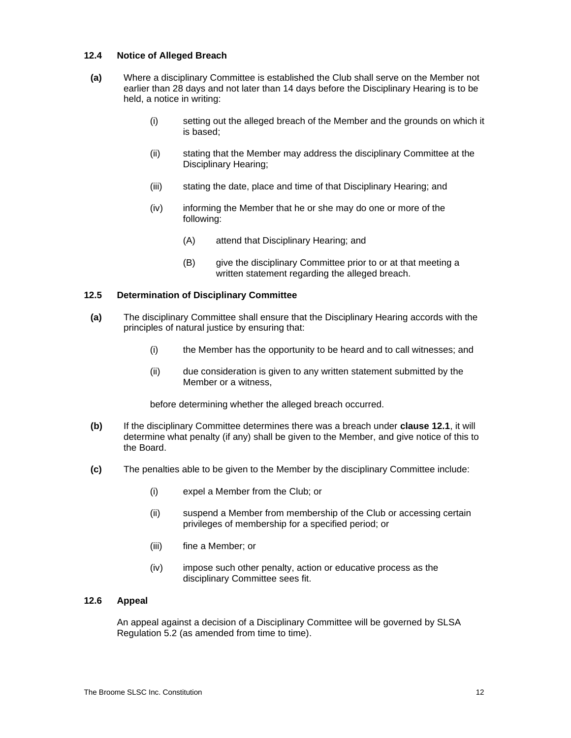### 12.4 Notice of Alleged Breach

**(a)** Where a disciplinary Committee is established the Club shall serve on the Member not earlier than 28 days and not later than 14 days before the Disciplinary Hearing is to be held, a notice in writing:

(i) setting out the alleged breach of the Member and the grounds on which it is based;

(ii) stating that the Member may address the disciplinary Committee at the Disciplinary Hearing;

(iii) stating the date, place and time of that Disciplinary Hearing; and

(iv) informing the Member that he or she may do one or more of the following:

(A) attend that Disciplinary Hearing; and

(B) give the disciplinary Committee prior to or at that meeting a written statement regarding the alleged breach.

### 12.5 Determination of Disciplinary Committee

**(a)** The disciplinary Committee shall ensure that the Disciplinary Hearing accords with the principles of natural justice by ensuring that:

(i) the Member has the opportunity to be heard and to call witnesses; and

(ii) due consideration is given to any written statement submitted by the Member or a witness,

before determining whether the alleged breach occurred.

**(b)** If the disciplinary Committee determines there was a breach under **clause 12.1**, it will determine what penalty (if any) shall be given to the Member, and give notice of this to the Board.

**(c)** The penalties able to be given to the Member by the disciplinary Committee include:

(i) expel a Member from the Club; or

(ii) suspend a Member from membership of the Club or accessing certain privileges of membership for a specified period; or

(iii) fine a Member; or

(iv) impose such other penalty, action or educative process as the disciplinary Committee sees fit.

### 12.6 Appeal

An appeal against a decision of a Disciplinary Committee will be governed by SLSA Regulation 5.2 (as amended from time to time).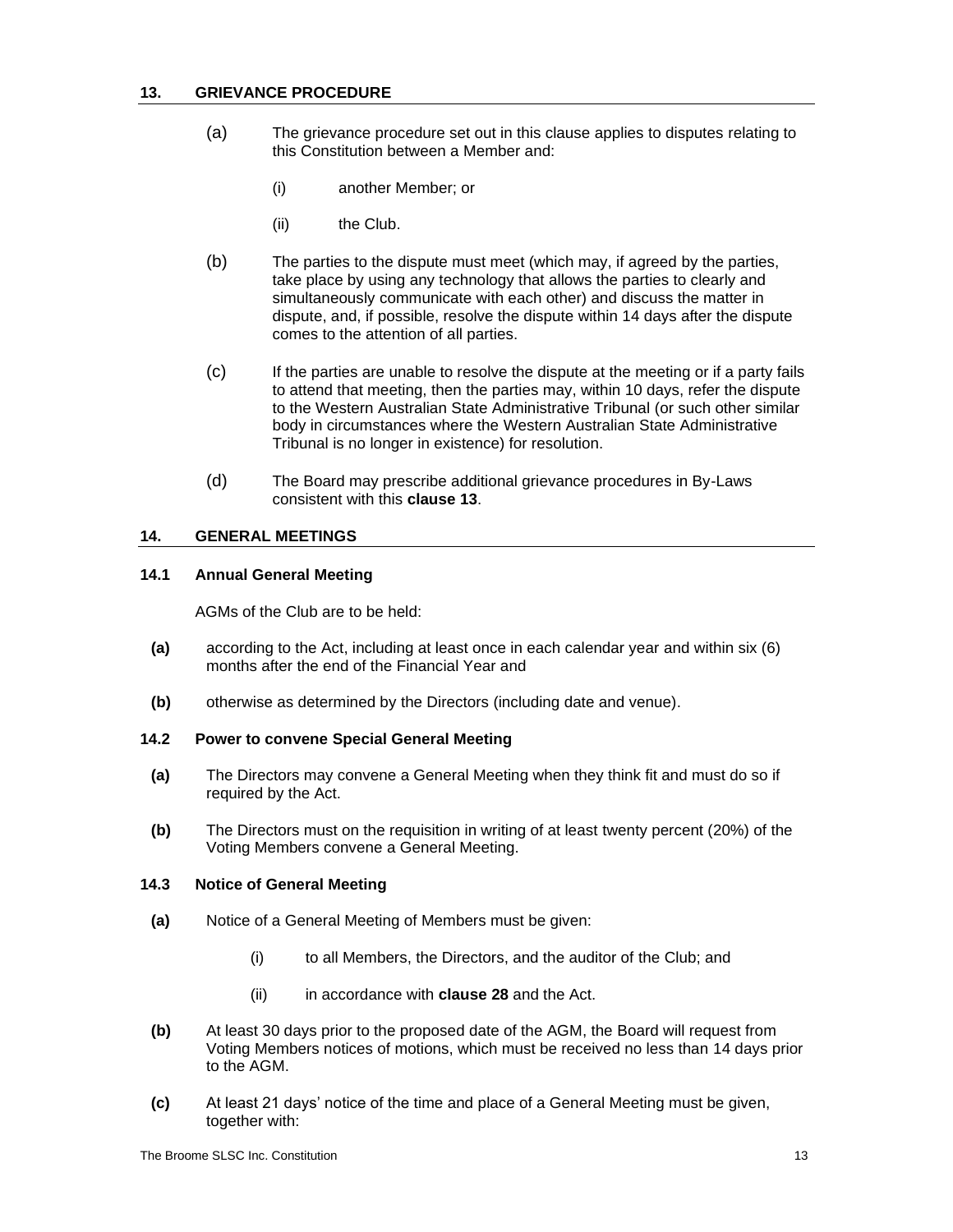## 13. GRIEVANCE PROCEDURE

(a) The grievance procedure set out in this clause applies to disputes relating to this Constitution between a Member and:

(i) another Member; or

(ii) the Club.

(b) The parties to the dispute must meet (which may, if agreed by the parties, take place by using any technology that allows the parties to clearly and simultaneously communicate with each other) and discuss the matter in dispute, and, if possible, resolve the dispute within 14 days after the dispute comes to the attention of all parties.

(c) If the parties are unable to resolve the dispute at the meeting or if a party fails to attend that meeting, then the parties may, within 10 days, refer the dispute to the Western Australian State Administrative Tribunal (or such other similar body in circumstances where the Western Australian State Administrative Tribunal is no longer in existence) for resolution.

(d) The Board may prescribe additional grievance procedures in By-Laws consistent with this **clause 13**.

## 14. GENERAL MEETINGS

### 14.1 Annual General Meeting

AGMs of the Club are to be held:

**(a)** according to the Act, including at least once in each calendar year and within six (6) months after the end of the Financial Year and

**(b)** otherwise as determined by the Directors (including date and venue).

### 14.2 Power to convene Special General Meeting

**(a)** The Directors may convene a General Meeting when they think fit and must do so if required by the Act.

**(b)** The Directors must on the requisition in writing of at least twenty percent (20%) of the Voting Members convene a General Meeting.

### 14.3 Notice of General Meeting

**(a)** Notice of a General Meeting of Members must be given:

(i) to all Members, the Directors, and the auditor of the Club; and

(ii) in accordance with **clause 28** and the Act.

**(b)** At least 30 days prior to the proposed date of the AGM, the Board will request from Voting Members notices of motions, which must be received no less than 14 days prior to the AGM.

**(c)** At least 21 days' notice of the time and place of a General Meeting must be given, together with: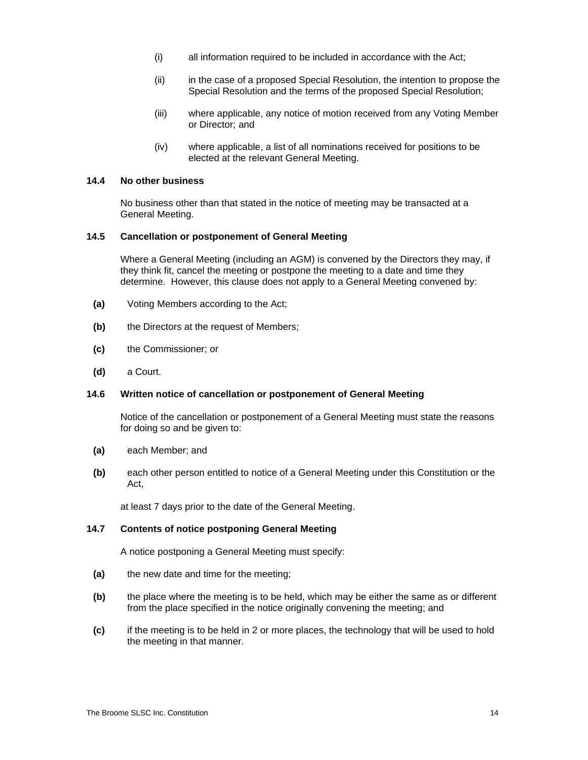(i) all information required to be included in accordance with the Act;

(ii) in the case of a proposed Special Resolution, the intention to propose the Special Resolution and the terms of the proposed Special Resolution;

(iii) where applicable, any notice of motion received from any Voting Member or Director; and

(iv) where applicable, a list of all nominations received for positions to be elected at the relevant General Meeting.

### 14.4 No other business

No business other than that stated in the notice of meeting may be transacted at a General Meeting.

### 14.5 Cancellation or postponement of General Meeting

Where a General Meeting (including an AGM) is convened by the Directors they may, if they think fit, cancel the meeting or postpone the meeting to a date and time they determine. However, this clause does not apply to a General Meeting convened by:

**(a)** Voting Members according to the Act;

**(b)** the Directors at the request of Members;

**(c)** the Commissioner; or

**(d)** a Court.

### 14.6 Written notice of cancellation or postponement of General Meeting

Notice of the cancellation or postponement of a General Meeting must state the reasons for doing so and be given to:

**(a)** each Member; and

**(b)** each other person entitled to notice of a General Meeting under this Constitution or the Act,

at least 7 days prior to the date of the General Meeting.

### 14.7 Contents of notice postponing General Meeting

A notice postponing a General Meeting must specify:

**(a)** the new date and time for the meeting;

**(b)** the place where the meeting is to be held, which may be either the same as or different from the place specified in the notice originally convening the meeting; and

**(c)** if the meeting is to be held in 2 or more places, the technology that will be used to hold the meeting in that manner.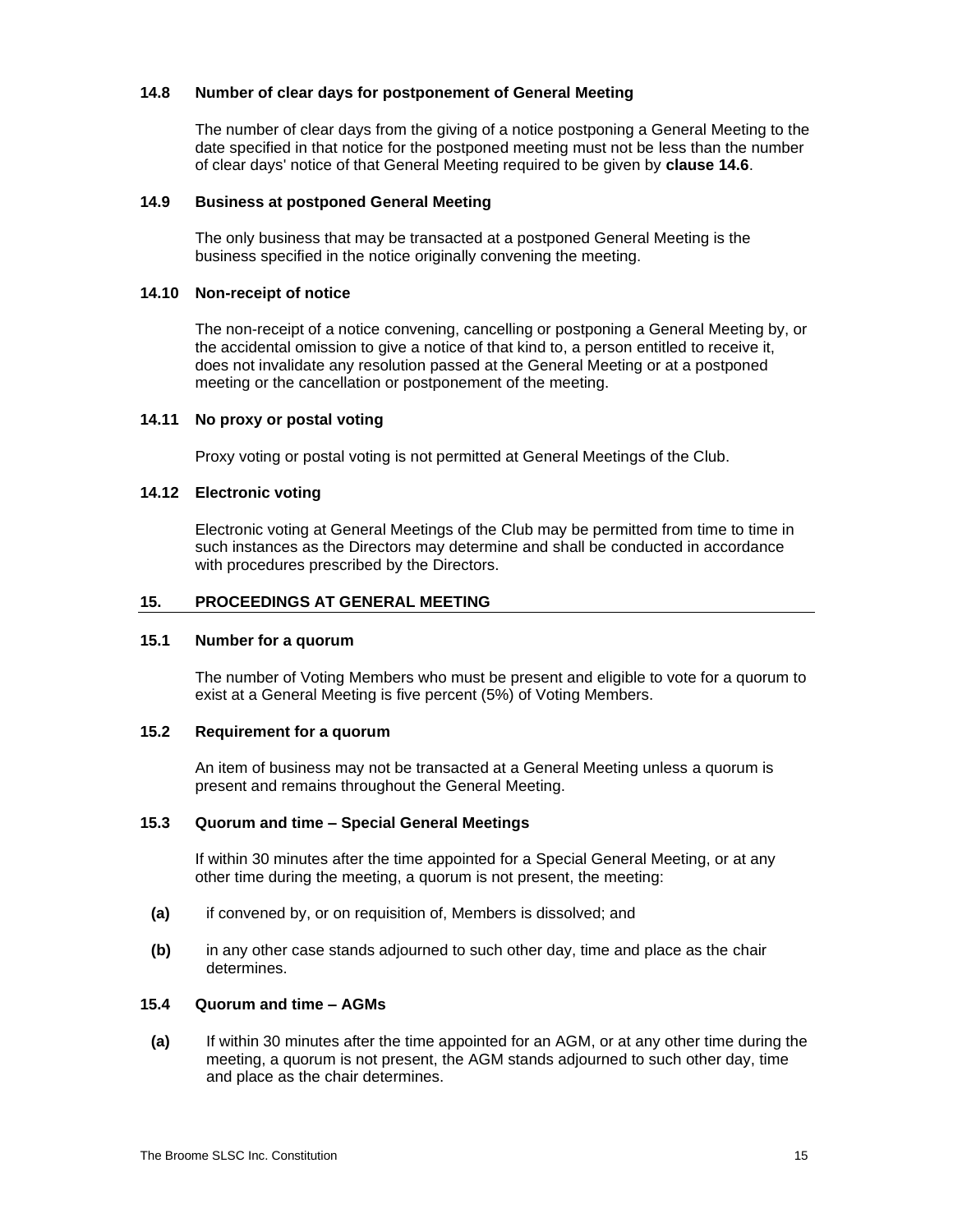### 14.8 Number of clear days for postponement of General Meeting

The number of clear days from the giving of a notice postponing a General Meeting to the date specified in that notice for the postponed meeting must not be less than the number of clear days' notice of that General Meeting required to be given by **clause 14.6**.

### 14.9 Business at postponed General Meeting

The only business that may be transacted at a postponed General Meeting is the business specified in the notice originally convening the meeting.

### 14.10 Non-receipt of notice

The non-receipt of a notice convening, cancelling or postponing a General Meeting by, or the accidental omission to give a notice of that kind to, a person entitled to receive it, does not invalidate any resolution passed at the General Meeting or at a postponed meeting or the cancellation or postponement of the meeting.

### 14.11 No proxy or postal voting

Proxy voting or postal voting is not permitted at General Meetings of the Club.

### 14.12 Electronic voting

Electronic voting at General Meetings of the Club may be permitted from time to time in such instances as the Directors may determine and shall be conducted in accordance with procedures prescribed by the Directors.

## 15. PROCEEDINGS AT GENERAL MEETING

### 15.1 Number for a quorum

The number of Voting Members who must be present and eligible to vote for a quorum to exist at a General Meeting is five percent (5%) of Voting Members.

### 15.2 Requirement for a quorum

An item of business may not be transacted at a General Meeting unless a quorum is present and remains throughout the General Meeting.

### 15.3 Quorum and time – Special General Meetings

If within 30 minutes after the time appointed for a Special General Meeting, or at any other time during the meeting, a quorum is not present, the meeting:

**(a)** if convened by, or on requisition of, Members is dissolved; and

**(b)** in any other case stands adjourned to such other day, time and place as the chair determines.

### 15.4 Quorum and time – AGMs

**(a)** If within 30 minutes after the time appointed for an AGM, or at any other time during the meeting, a quorum is not present, the AGM stands adjourned to such other day, time and place as the chair determines.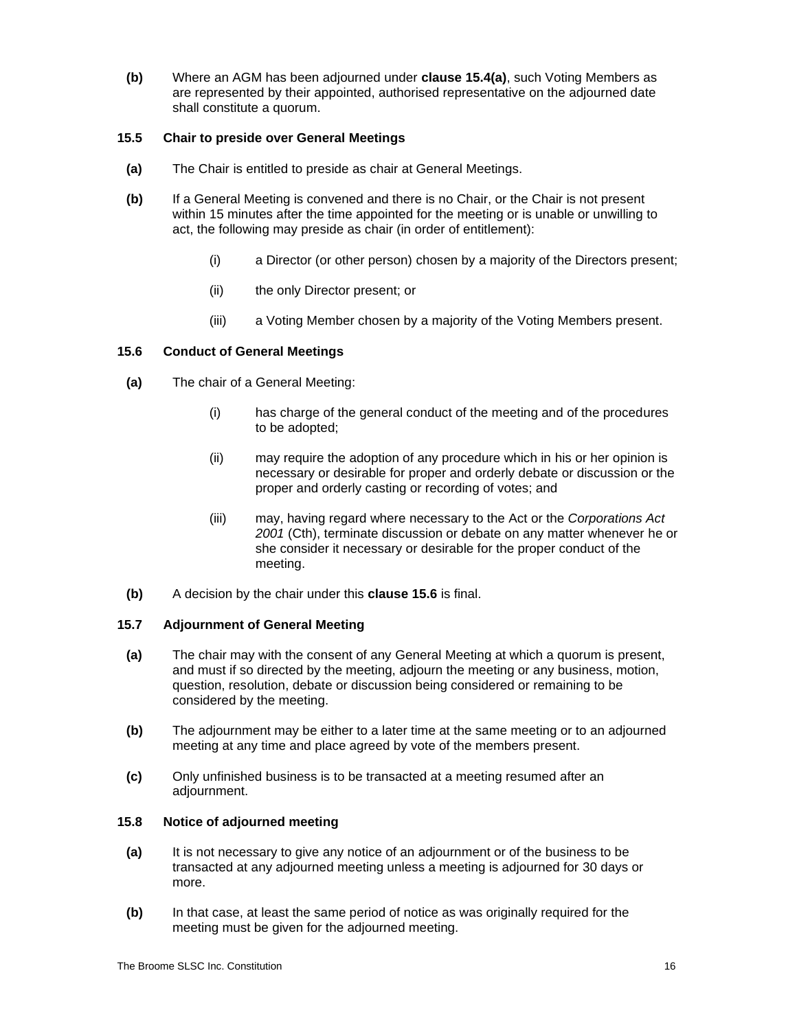**(b)** Where an AGM has been adjourned under **clause 15.4(a)**, such Voting Members as are represented by their appointed, authorised representative on the adjourned date shall constitute a quorum.

### 15.5 Chair to preside over General Meetings

**(a)** The Chair is entitled to preside as chair at General Meetings.

**(b)** If a General Meeting is convened and there is no Chair, or the Chair is not present within 15 minutes after the time appointed for the meeting or is unable or unwilling to act, the following may preside as chair (in order of entitlement):

(i) a Director (or other person) chosen by a majority of the Directors present;

(ii) the only Director present; or

(iii) a Voting Member chosen by a majority of the Voting Members present.

### 15.6 Conduct of General Meetings

**(a)** The chair of a General Meeting:

(i) has charge of the general conduct of the meeting and of the procedures to be adopted;

(ii) may require the adoption of any procedure which in his or her opinion is necessary or desirable for proper and orderly debate or discussion or the proper and orderly casting or recording of votes; and

(iii) may, having regard where necessary to the Act or the *Corporations Act 2001* (Cth), terminate discussion or debate on any matter whenever he or she consider it necessary or desirable for the proper conduct of the meeting.

**(b)** A decision by the chair under this **clause 15.6** is final.

### 15.7 Adjournment of General Meeting

**(a)** The chair may with the consent of any General Meeting at which a quorum is present, and must if so directed by the meeting, adjourn the meeting or any business, motion, question, resolution, debate or discussion being considered or remaining to be considered by the meeting.

**(b)** The adjournment may be either to a later time at the same meeting or to an adjourned meeting at any time and place agreed by vote of the members present.

**(c)** Only unfinished business is to be transacted at a meeting resumed after an adjournment.

### 15.8 Notice of adjourned meeting

**(a)** It is not necessary to give any notice of an adjournment or of the business to be transacted at any adjourned meeting unless a meeting is adjourned for 30 days or more.

**(b)** In that case, at least the same period of notice as was originally required for the meeting must be given for the adjourned meeting.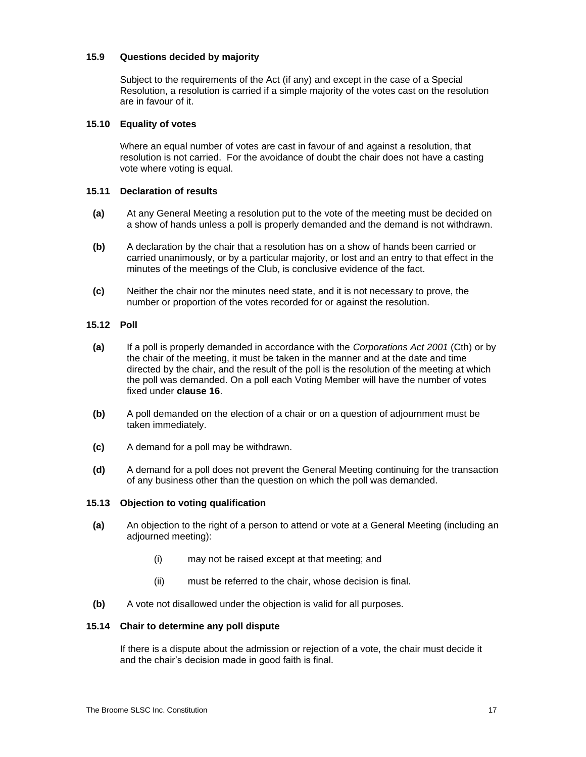### 15.9 Questions decided by majority

Subject to the requirements of the Act (if any) and except in the case of a Special Resolution, a resolution is carried if a simple majority of the votes cast on the resolution are in favour of it.

### 15.10 Equality of votes

Where an equal number of votes are cast in favour of and against a resolution, that resolution is not carried. For the avoidance of doubt the chair does not have a casting vote where voting is equal.

### 15.11 Declaration of results

**(a)** At any General Meeting a resolution put to the vote of the meeting must be decided on a show of hands unless a poll is properly demanded and the demand is not withdrawn.

**(b)** A declaration by the chair that a resolution has on a show of hands been carried or carried unanimously, or by a particular majority, or lost and an entry to that effect in the minutes of the meetings of the Club, is conclusive evidence of the fact.

**(c)** Neither the chair nor the minutes need state, and it is not necessary to prove, the number or proportion of the votes recorded for or against the resolution.

### 15.12 Poll

**(a)** If a poll is properly demanded in accordance with the *Corporations Act 2001* (Cth) or by the chair of the meeting, it must be taken in the manner and at the date and time directed by the chair, and the result of the poll is the resolution of the meeting at which the poll was demanded. On a poll each Voting Member will have the number of votes fixed under **clause 16**.

**(b)** A poll demanded on the election of a chair or on a question of adjournment must be taken immediately.

**(c)** A demand for a poll may be withdrawn.

**(d)** A demand for a poll does not prevent the General Meeting continuing for the transaction of any business other than the question on which the poll was demanded.

### 15.13 Objection to voting qualification

**(a)** An objection to the right of a person to attend or vote at a General Meeting (including an adjourned meeting):

(i) may not be raised except at that meeting; and

(ii) must be referred to the chair, whose decision is final.

**(b)** A vote not disallowed under the objection is valid for all purposes.

### 15.14 Chair to determine any poll dispute

If there is a dispute about the admission or rejection of a vote, the chair must decide it and the chair's decision made in good faith is final.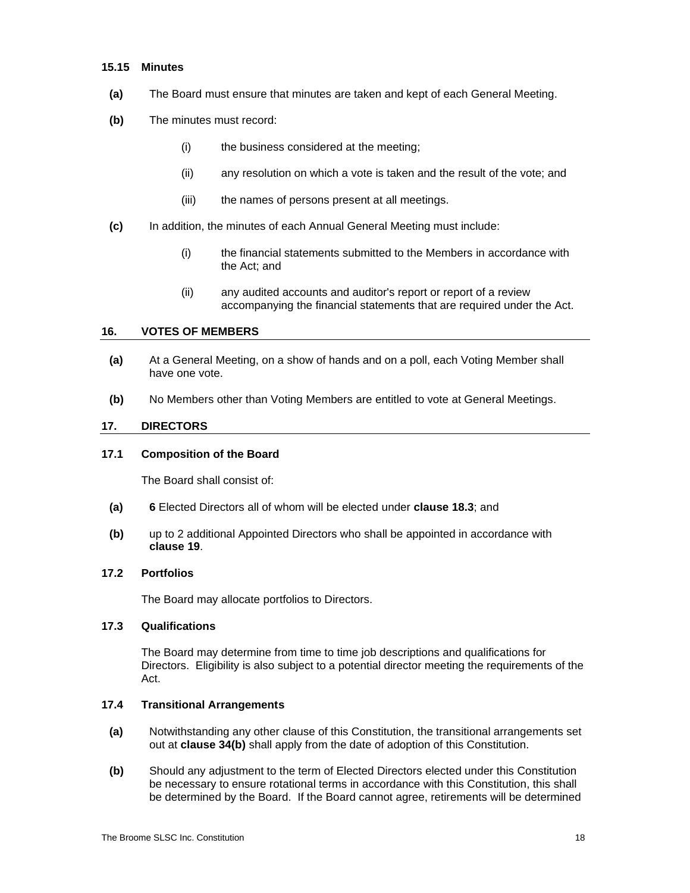### 15.15 Minutes

**(a)** The Board must ensure that minutes are taken and kept of each General Meeting.

**(b)** The minutes must record:

(i) the business considered at the meeting;

(ii) any resolution on which a vote is taken and the result of the vote; and

(iii) the names of persons present at all meetings.

**(c)** In addition, the minutes of each Annual General Meeting must include:

(i) the financial statements submitted to the Members in accordance with the Act; and

(ii) any audited accounts and auditor's report or report of a review accompanying the financial statements that are required under the Act.

## 16. VOTES OF MEMBERS

**(a)** At a General Meeting, on a show of hands and on a poll, each Voting Member shall have one vote.

**(b)** No Members other than Voting Members are entitled to vote at General Meetings.

## 17. DIRECTORS

### 17.1 Composition of the Board

The Board shall consist of:

**(a)** **6** Elected Directors all of whom will be elected under **clause 18.3**; and

**(b)** up to 2 additional Appointed Directors who shall be appointed in accordance with **clause 19**.

### 17.2 Portfolios

The Board may allocate portfolios to Directors.

### 17.3 Qualifications

The Board may determine from time to time job descriptions and qualifications for Directors. Eligibility is also subject to a potential director meeting the requirements of the Act.

### 17.4 Transitional Arrangements

**(a)** Notwithstanding any other clause of this Constitution, the transitional arrangements set out at **clause 34(b)** shall apply from the date of adoption of this Constitution.

**(b)** Should any adjustment to the term of Elected Directors elected under this Constitution be necessary to ensure rotational terms in accordance with this Constitution, this shall be determined by the Board. If the Board cannot agree, retirements will be determined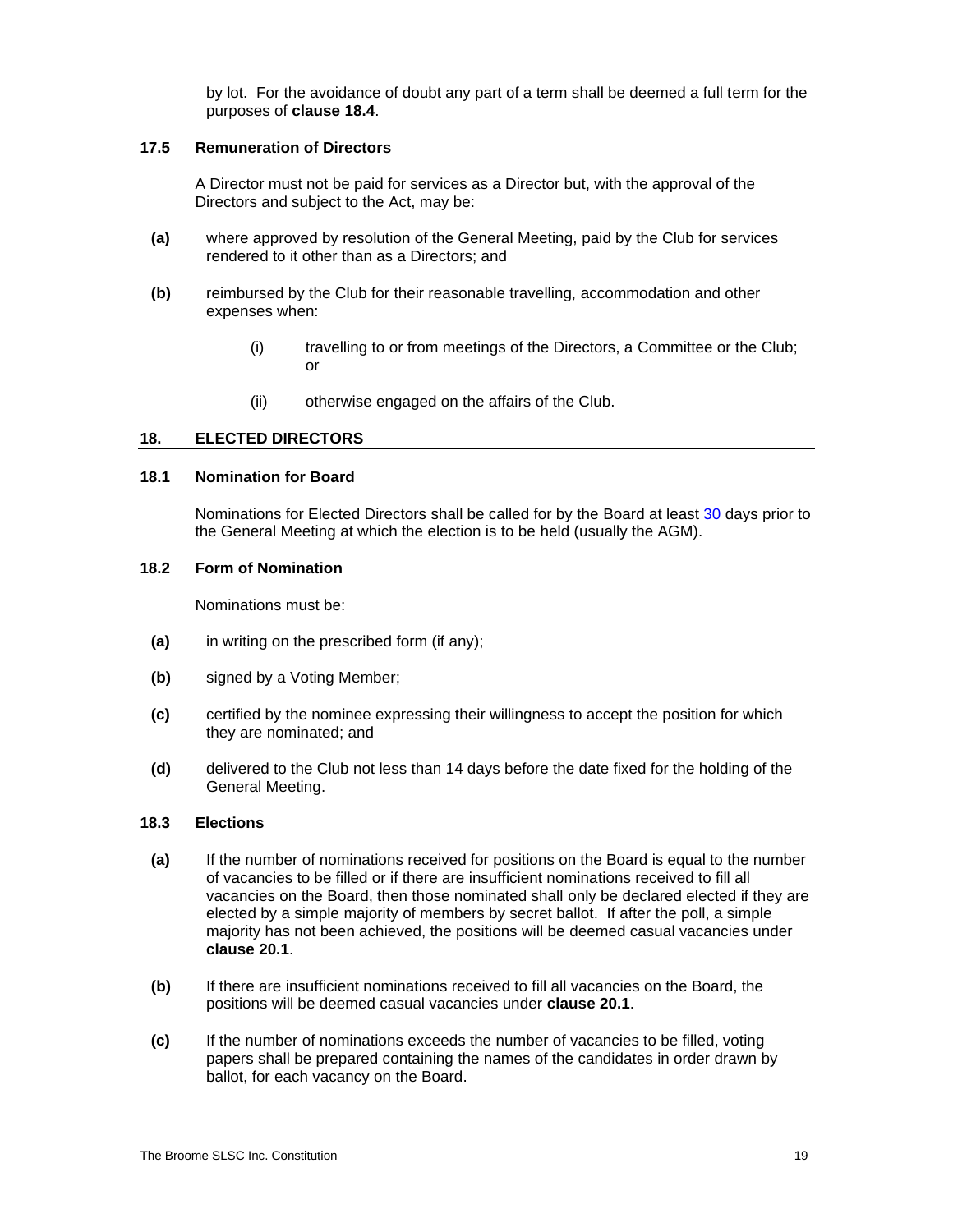by lot. For the avoidance of doubt any part of a term shall be deemed a full term for the purposes of **clause 18.4**.

### 17.5 Remuneration of Directors

A Director must not be paid for services as a Director but, with the approval of the Directors and subject to the Act, may be:

**(a)** where approved by resolution of the General Meeting, paid by the Club for services rendered to it other than as a Directors; and

**(b)** reimbursed by the Club for their reasonable travelling, accommodation and other expenses when:

(i) travelling to or from meetings of the Directors, a Committee or the Club; or

(ii) otherwise engaged on the affairs of the Club.

## 18. ELECTED DIRECTORS

### 18.1 Nomination for Board

Nominations for Elected Directors shall be called for by the Board at least 30 days prior to the General Meeting at which the election is to be held (usually the AGM).

### 18.2 Form of Nomination

Nominations must be:

**(a)** in writing on the prescribed form (if any);

**(b)** signed by a Voting Member;

**(c)** certified by the nominee expressing their willingness to accept the position for which they are nominated; and

**(d)** delivered to the Club not less than 14 days before the date fixed for the holding of the General Meeting.

### 18.3 Elections

**(a)** If the number of nominations received for positions on the Board is equal to the number of vacancies to be filled or if there are insufficient nominations received to fill all vacancies on the Board, then those nominated shall only be declared elected if they are elected by a simple majority of members by secret ballot. If after the poll, a simple majority has not been achieved, the positions will be deemed casual vacancies under **clause 20.1**.

**(b)** If there are insufficient nominations received to fill all vacancies on the Board, the positions will be deemed casual vacancies under **clause 20.1**.

**(c)** If the number of nominations exceeds the number of vacancies to be filled, voting papers shall be prepared containing the names of the candidates in order drawn by ballot, for each vacancy on the Board.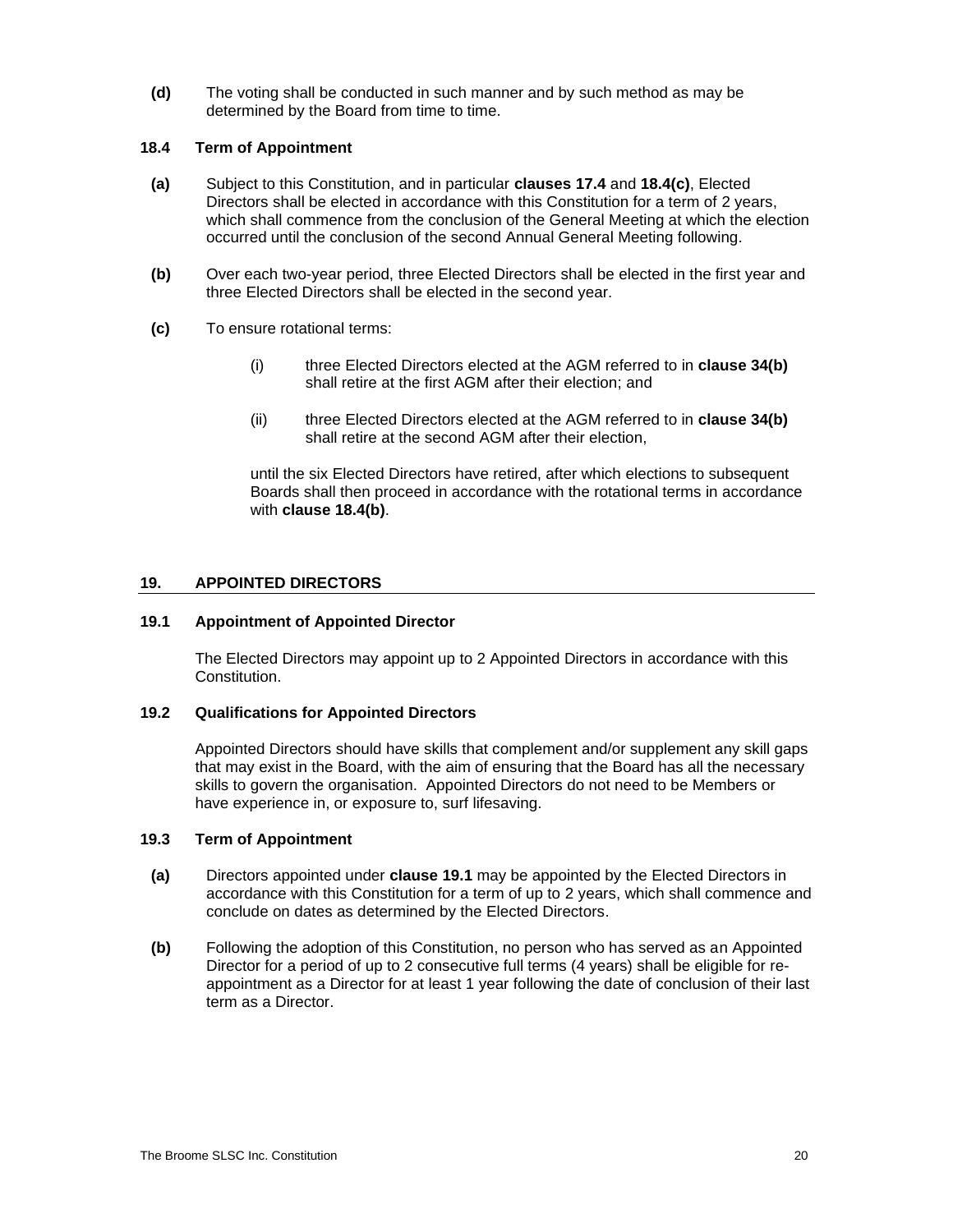**(d)** The voting shall be conducted in such manner and by such method as may be determined by the Board from time to time.

### 18.4 Term of Appointment

**(a)** Subject to this Constitution, and in particular **clauses 17.4** and **18.4(c)**, Elected Directors shall be elected in accordance with this Constitution for a term of 2 years, which shall commence from the conclusion of the General Meeting at which the election occurred until the conclusion of the second Annual General Meeting following.

**(b)** Over each two-year period, three Elected Directors shall be elected in the first year and three Elected Directors shall be elected in the second year.

**(c)** To ensure rotational terms:

(i) three Elected Directors elected at the AGM referred to in **clause 34(b)** shall retire at the first AGM after their election; and

(ii) three Elected Directors elected at the AGM referred to in **clause 34(b)** shall retire at the second AGM after their election,

until the six Elected Directors have retired, after which elections to subsequent Boards shall then proceed in accordance with the rotational terms in accordance with **clause 18.4(b)**.

## 19. APPOINTED DIRECTORS

### 19.1 Appointment of Appointed Director

The Elected Directors may appoint up to 2 Appointed Directors in accordance with this Constitution.

### 19.2 Qualifications for Appointed Directors

Appointed Directors should have skills that complement and/or supplement any skill gaps that may exist in the Board, with the aim of ensuring that the Board has all the necessary skills to govern the organisation. Appointed Directors do not need to be Members or have experience in, or exposure to, surf lifesaving.

### 19.3 Term of Appointment

**(a)** Directors appointed under **clause 19.1** may be appointed by the Elected Directors in accordance with this Constitution for a term of up to 2 years, which shall commence and conclude on dates as determined by the Elected Directors.

**(b)** Following the adoption of this Constitution, no person who has served as an Appointed Director for a period of up to 2 consecutive full terms (4 years) shall be eligible for re-appointment as a Director for at least 1 year following the date of conclusion of their last term as a Director.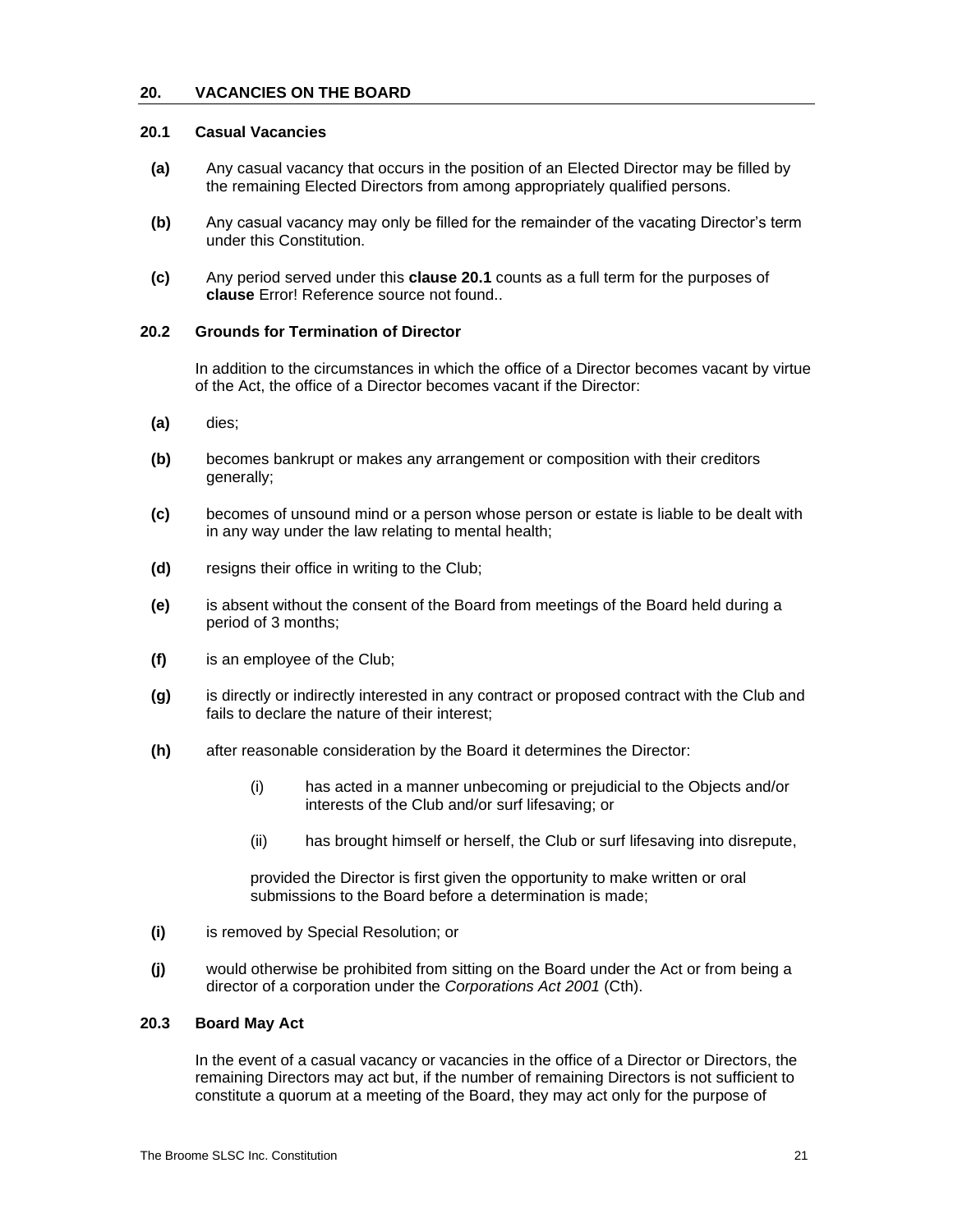## 20. VACANCIES ON THE BOARD

### 20.1 Casual Vacancies

**(a)** Any casual vacancy that occurs in the position of an Elected Director may be filled by the remaining Elected Directors from among appropriately qualified persons.

**(b)** Any casual vacancy may only be filled for the remainder of the vacating Director's term under this Constitution.

**(c)** Any period served under this **clause 20.1** counts as a full term for the purposes of **clause** Error! Reference source not found..

### 20.2 Grounds for Termination of Director

In addition to the circumstances in which the office of a Director becomes vacant by virtue of the Act, the office of a Director becomes vacant if the Director:

**(a)** dies;

**(b)** becomes bankrupt or makes any arrangement or composition with their creditors generally;

**(c)** becomes of unsound mind or a person whose person or estate is liable to be dealt with in any way under the law relating to mental health;

**(d)** resigns their office in writing to the Club;

**(e)** is absent without the consent of the Board from meetings of the Board held during a period of 3 months;

**(f)** is an employee of the Club;

**(g)** is directly or indirectly interested in any contract or proposed contract with the Club and fails to declare the nature of their interest;

**(h)** after reasonable consideration by the Board it determines the Director:

(i) has acted in a manner unbecoming or prejudicial to the Objects and/or interests of the Club and/or surf lifesaving; or

(ii) has brought himself or herself, the Club or surf lifesaving into disrepute,

provided the Director is first given the opportunity to make written or oral submissions to the Board before a determination is made;

**(i)** is removed by Special Resolution; or

**(j)** would otherwise be prohibited from sitting on the Board under the Act or from being a director of a corporation under the *Corporations Act 2001* (Cth).

### 20.3 Board May Act

In the event of a casual vacancy or vacancies in the office of a Director or Directors, the remaining Directors may act but, if the number of remaining Directors is not sufficient to constitute a quorum at a meeting of the Board, they may act only for the purpose of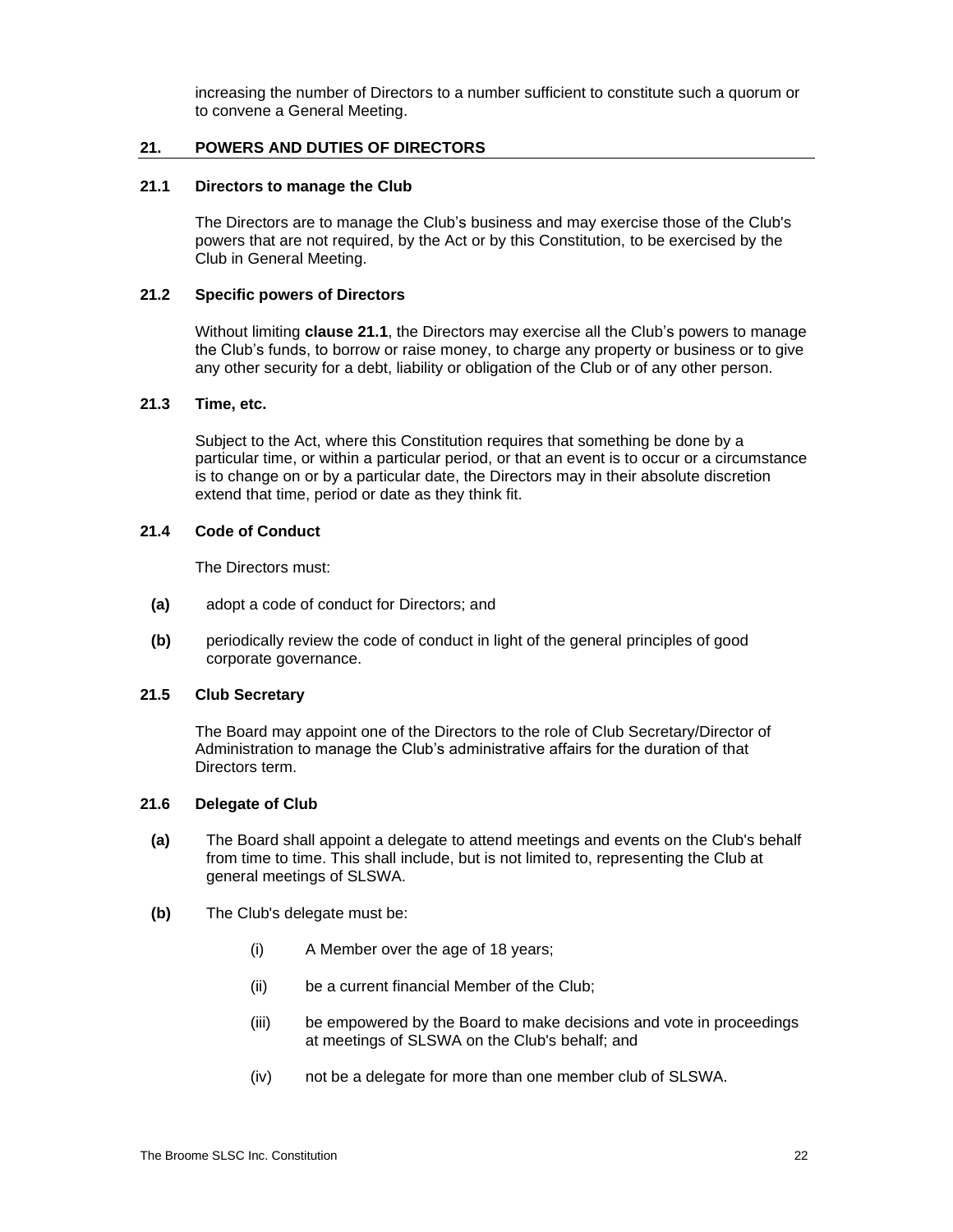increasing the number of Directors to a number sufficient to constitute such a quorum or to convene a General Meeting.

## 21. POWERS AND DUTIES OF DIRECTORS

### 21.1 Directors to manage the Club

The Directors are to manage the Club's business and may exercise those of the Club's powers that are not required, by the Act or by this Constitution, to be exercised by the Club in General Meeting.

### 21.2 Specific powers of Directors

Without limiting **clause 21.1**, the Directors may exercise all the Club's powers to manage the Club's funds, to borrow or raise money, to charge any property or business or to give any other security for a debt, liability or obligation of the Club or of any other person.

### 21.3 Time, etc.

Subject to the Act, where this Constitution requires that something be done by a particular time, or within a particular period, or that an event is to occur or a circumstance is to change on or by a particular date, the Directors may in their absolute discretion extend that time, period or date as they think fit.

### 21.4 Code of Conduct

The Directors must:

**(a)** adopt a code of conduct for Directors; and

**(b)** periodically review the code of conduct in light of the general principles of good corporate governance.

### 21.5 Club Secretary

The Board may appoint one of the Directors to the role of Club Secretary/Director of Administration to manage the Club's administrative affairs for the duration of that Directors term.

### 21.6 Delegate of Club

**(a)** The Board shall appoint a delegate to attend meetings and events on the Club's behalf from time to time. This shall include, but is not limited to, representing the Club at general meetings of SLSWA.

**(b)** The Club's delegate must be:

(i) A Member over the age of 18 years;

(ii) be a current financial Member of the Club;

(iii) be empowered by the Board to make decisions and vote in proceedings at meetings of SLSWA on the Club's behalf; and

(iv) not be a delegate for more than one member club of SLSWA.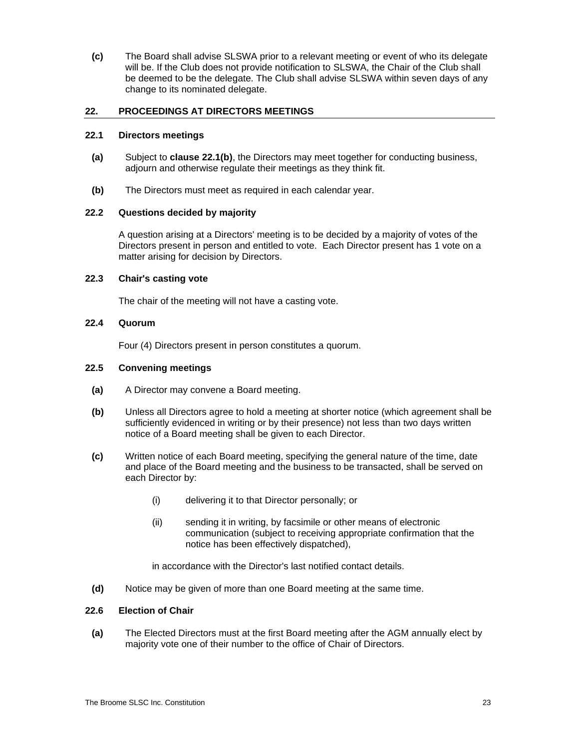**(c)** The Board shall advise SLSWA prior to a relevant meeting or event of who its delegate will be. If the Club does not provide notification to SLSWA, the Chair of the Club shall be deemed to be the delegate. The Club shall advise SLSWA within seven days of any change to its nominated delegate.

## 22. PROCEEDINGS AT DIRECTORS MEETINGS

### 22.1 Directors meetings

**(a)** Subject to **clause 22.1(b)**, the Directors may meet together for conducting business, adjourn and otherwise regulate their meetings as they think fit.

**(b)** The Directors must meet as required in each calendar year.

### 22.2 Questions decided by majority

A question arising at a Directors' meeting is to be decided by a majority of votes of the Directors present in person and entitled to vote. Each Director present has 1 vote on a matter arising for decision by Directors.

### 22.3 Chair's casting vote

The chair of the meeting will not have a casting vote.

### 22.4 Quorum

Four (4) Directors present in person constitutes a quorum.

### 22.5 Convening meetings

**(a)** A Director may convene a Board meeting.

**(b)** Unless all Directors agree to hold a meeting at shorter notice (which agreement shall be sufficiently evidenced in writing or by their presence) not less than two days written notice of a Board meeting shall be given to each Director.

**(c)** Written notice of each Board meeting, specifying the general nature of the time, date and place of the Board meeting and the business to be transacted, shall be served on each Director by:

(i) delivering it to that Director personally; or

(ii) sending it in writing, by facsimile or other means of electronic communication (subject to receiving appropriate confirmation that the notice has been effectively dispatched),

in accordance with the Director's last notified contact details.

**(d)** Notice may be given of more than one Board meeting at the same time.

### 22.6 Election of Chair

**(a)** The Elected Directors must at the first Board meeting after the AGM annually elect by majority vote one of their number to the office of Chair of Directors.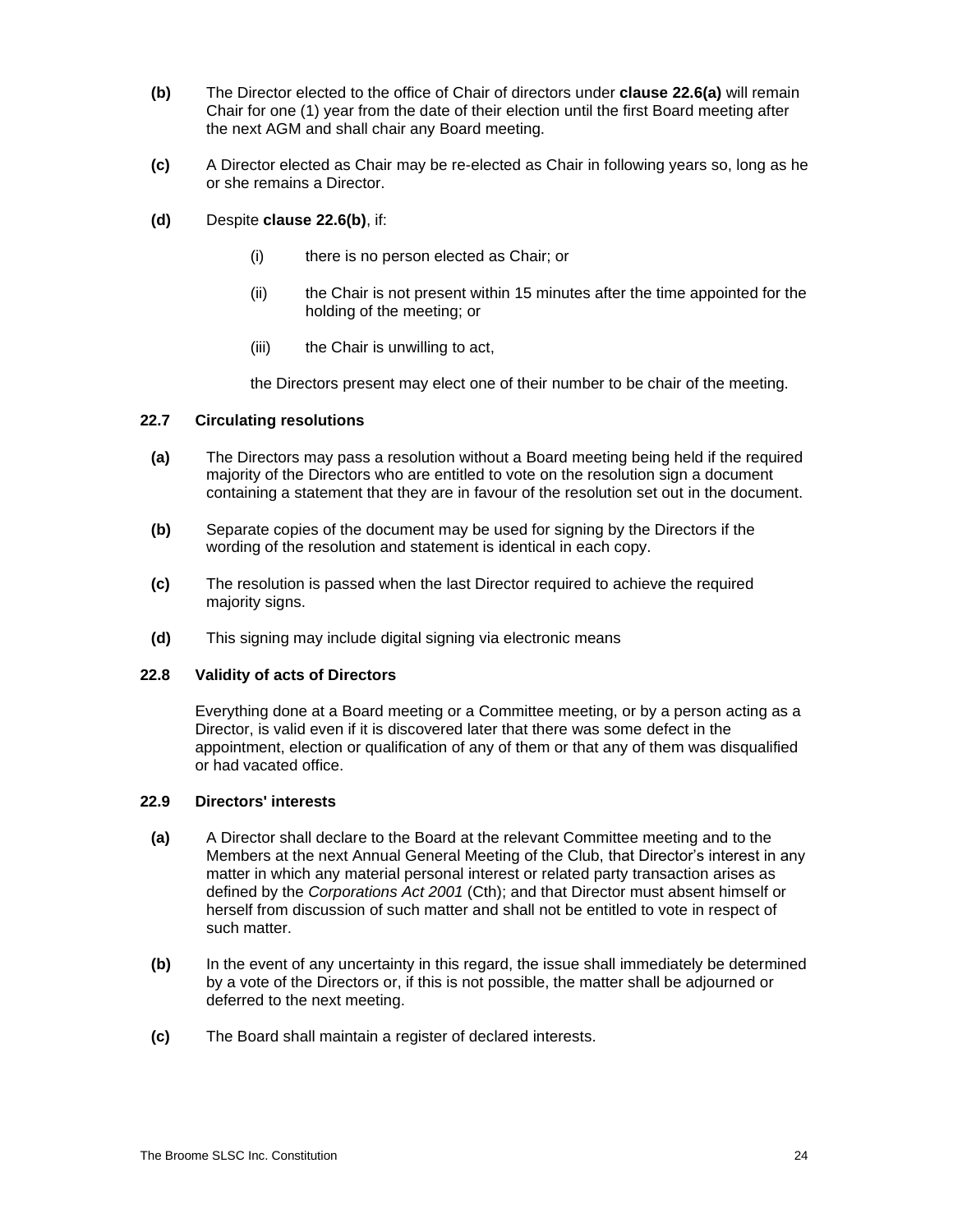**(b)** The Director elected to the office of Chair of directors under **clause 22.6(a)** will remain Chair for one (1) year from the date of their election until the first Board meeting after the next AGM and shall chair any Board meeting.

**(c)** A Director elected as Chair may be re-elected as Chair in following years so, long as he or she remains a Director.

**(d)** Despite **clause 22.6(b)**, if:

(i) there is no person elected as Chair; or

(ii) the Chair is not present within 15 minutes after the time appointed for the holding of the meeting; or

(iii) the Chair is unwilling to act,

the Directors present may elect one of their number to be chair of the meeting.

### 22.7 Circulating resolutions

**(a)** The Directors may pass a resolution without a Board meeting being held if the required majority of the Directors who are entitled to vote on the resolution sign a document containing a statement that they are in favour of the resolution set out in the document.

**(b)** Separate copies of the document may be used for signing by the Directors if the wording of the resolution and statement is identical in each copy.

**(c)** The resolution is passed when the last Director required to achieve the required majority signs.

**(d)** This signing may include digital signing via electronic means

### 22.8 Validity of acts of Directors

Everything done at a Board meeting or a Committee meeting, or by a person acting as a Director, is valid even if it is discovered later that there was some defect in the appointment, election or qualification of any of them or that any of them was disqualified or had vacated office.

### 22.9 Directors' interests

**(a)** A Director shall declare to the Board at the relevant Committee meeting and to the Members at the next Annual General Meeting of the Club, that Director's interest in any matter in which any material personal interest or related party transaction arises as defined by the *Corporations Act 2001* (Cth); and that Director must absent himself or herself from discussion of such matter and shall not be entitled to vote in respect of such matter.

**(b)** In the event of any uncertainty in this regard, the issue shall immediately be determined by a vote of the Directors or, if this is not possible, the matter shall be adjourned or deferred to the next meeting.

**(c)** The Board shall maintain a register of declared interests.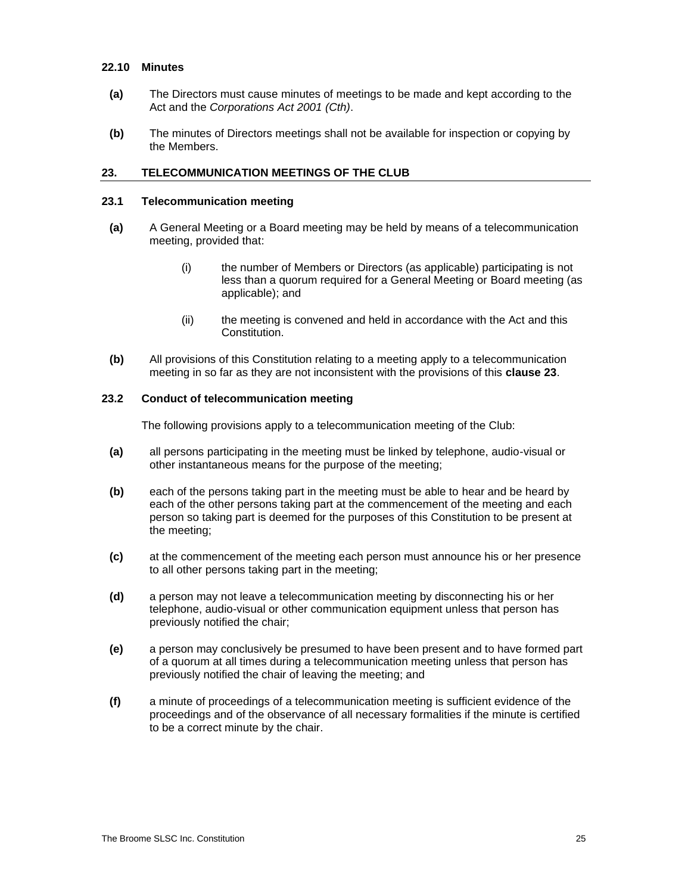### 22.10 Minutes

**(a)** The Directors must cause minutes of meetings to be made and kept according to the Act and the *Corporations Act 2001 (Cth)*.

**(b)** The minutes of Directors meetings shall not be available for inspection or copying by the Members.

## 23. TELECOMMUNICATION MEETINGS OF THE CLUB

### 23.1 Telecommunication meeting

**(a)** A General Meeting or a Board meeting may be held by means of a telecommunication meeting, provided that:

(i) the number of Members or Directors (as applicable) participating is not less than a quorum required for a General Meeting or Board meeting (as applicable); and

(ii) the meeting is convened and held in accordance with the Act and this Constitution.

**(b)** All provisions of this Constitution relating to a meeting apply to a telecommunication meeting in so far as they are not inconsistent with the provisions of this **clause 23**.

### 23.2 Conduct of telecommunication meeting

The following provisions apply to a telecommunication meeting of the Club:

**(a)** all persons participating in the meeting must be linked by telephone, audio-visual or other instantaneous means for the purpose of the meeting;

**(b)** each of the persons taking part in the meeting must be able to hear and be heard by each of the other persons taking part at the commencement of the meeting and each person so taking part is deemed for the purposes of this Constitution to be present at the meeting;

**(c)** at the commencement of the meeting each person must announce his or her presence to all other persons taking part in the meeting;

**(d)** a person may not leave a telecommunication meeting by disconnecting his or her telephone, audio-visual or other communication equipment unless that person has previously notified the chair;

**(e)** a person may conclusively be presumed to have been present and to have formed part of a quorum at all times during a telecommunication meeting unless that person has previously notified the chair of leaving the meeting; and

**(f)** a minute of proceedings of a telecommunication meeting is sufficient evidence of the proceedings and of the observance of all necessary formalities if the minute is certified to be a correct minute by the chair.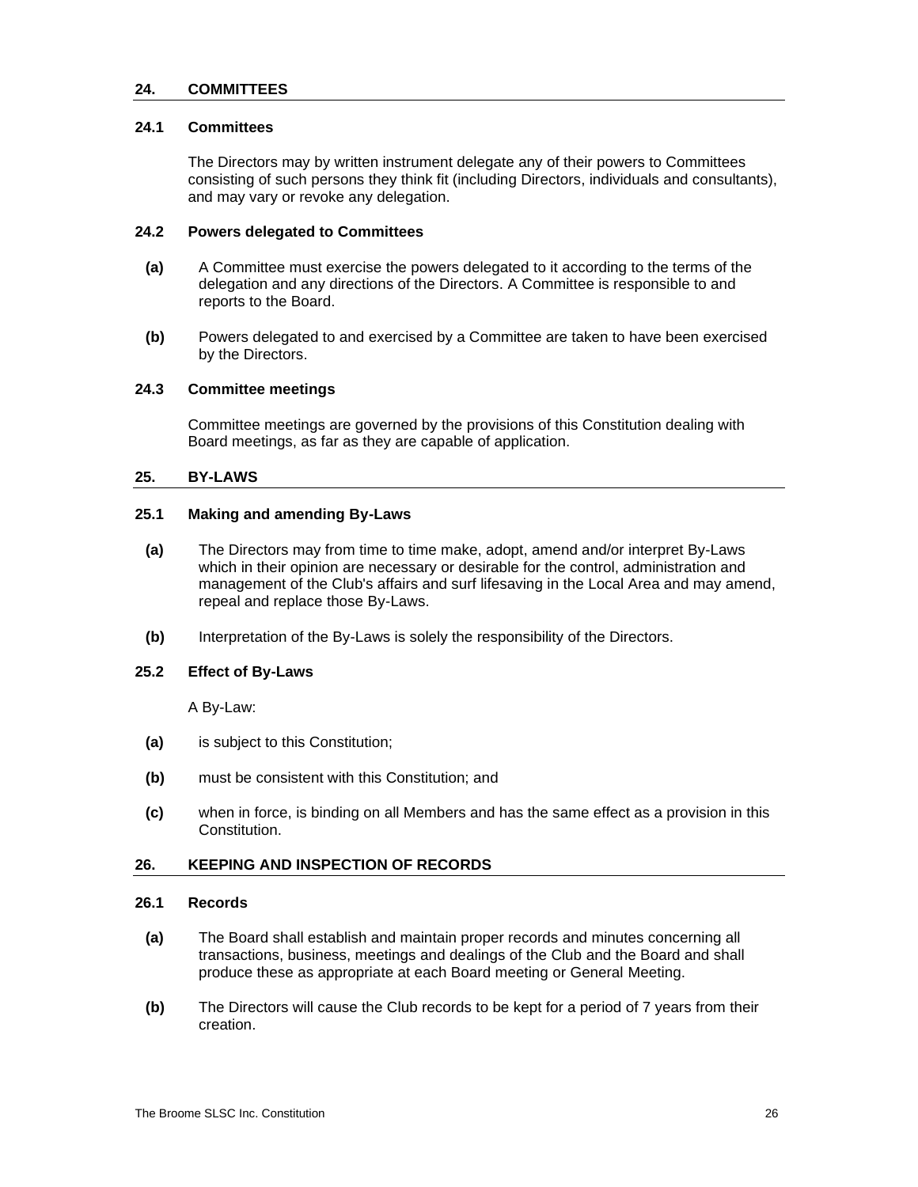## 24. COMMITTEES

### 24.1 Committees

The Directors may by written instrument delegate any of their powers to Committees consisting of such persons they think fit (including Directors, individuals and consultants), and may vary or revoke any delegation.

### 24.2 Powers delegated to Committees

**(a)** A Committee must exercise the powers delegated to it according to the terms of the delegation and any directions of the Directors. A Committee is responsible to and reports to the Board.

**(b)** Powers delegated to and exercised by a Committee are taken to have been exercised by the Directors.

### 24.3 Committee meetings

Committee meetings are governed by the provisions of this Constitution dealing with Board meetings, as far as they are capable of application.

## 25. BY-LAWS

### 25.1 Making and amending By-Laws

**(a)** The Directors may from time to time make, adopt, amend and/or interpret By-Laws which in their opinion are necessary or desirable for the control, administration and management of the Club's affairs and surf lifesaving in the Local Area and may amend, repeal and replace those By-Laws.

**(b)** Interpretation of the By-Laws is solely the responsibility of the Directors.

### 25.2 Effect of By-Laws

A By-Law:

**(a)** is subject to this Constitution;

**(b)** must be consistent with this Constitution; and

**(c)** when in force, is binding on all Members and has the same effect as a provision in this Constitution.

## 26. KEEPING AND INSPECTION OF RECORDS

### 26.1 Records

**(a)** The Board shall establish and maintain proper records and minutes concerning all transactions, business, meetings and dealings of the Club and the Board and shall produce these as appropriate at each Board meeting or General Meeting.

**(b)** The Directors will cause the Club records to be kept for a period of 7 years from their creation.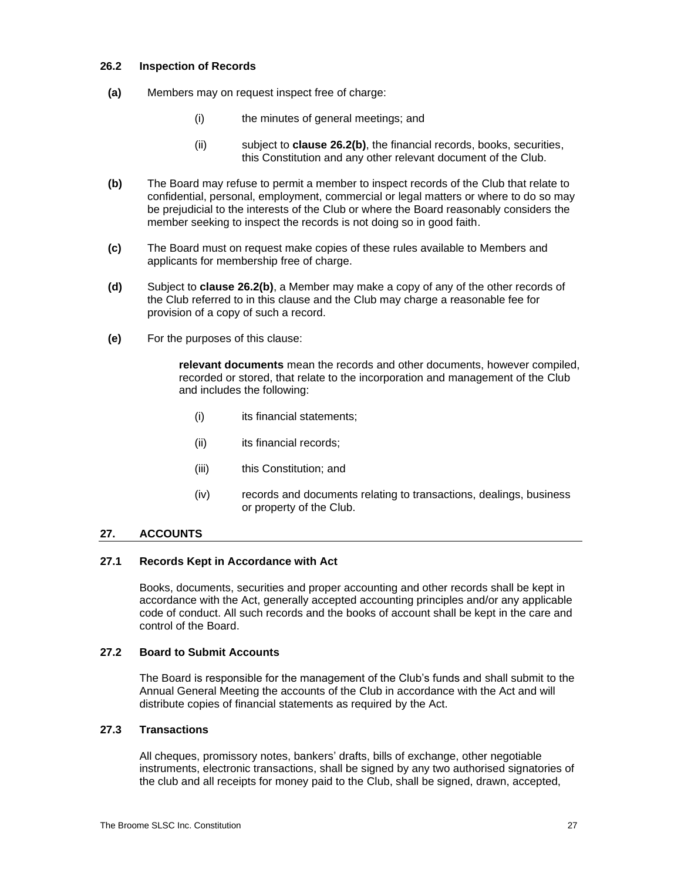### 26.2 Inspection of Records

**(a)** Members may on request inspect free of charge:

- (i) the minutes of general meetings; and
- (ii) subject to **clause 26.2(b)**, the financial records, books, securities, this Constitution and any other relevant document of the Club.

**(b)** The Board may refuse to permit a member to inspect records of the Club that relate to confidential, personal, employment, commercial or legal matters or where to do so may be prejudicial to the interests of the Club or where the Board reasonably considers the member seeking to inspect the records is not doing so in good faith.

**(c)** The Board must on request make copies of these rules available to Members and applicants for membership free of charge.

**(d)** Subject to **clause 26.2(b)**, a Member may make a copy of any of the other records of the Club referred to in this clause and the Club may charge a reasonable fee for provision of a copy of such a record.

**(e)** For the purposes of this clause:

**relevant documents** mean the records and other documents, however compiled, recorded or stored, that relate to the incorporation and management of the Club and includes the following:

- (i) its financial statements;
- (ii) its financial records;
- (iii) this Constitution; and
- (iv) records and documents relating to transactions, dealings, business or property of the Club.

## 27. ACCOUNTS

### 27.1 Records Kept in Accordance with Act

Books, documents, securities and proper accounting and other records shall be kept in accordance with the Act, generally accepted accounting principles and/or any applicable code of conduct. All such records and the books of account shall be kept in the care and control of the Board.

### 27.2 Board to Submit Accounts

The Board is responsible for the management of the Club's funds and shall submit to the Annual General Meeting the accounts of the Club in accordance with the Act and will distribute copies of financial statements as required by the Act.

### 27.3 Transactions

All cheques, promissory notes, bankers' drafts, bills of exchange, other negotiable instruments, electronic transactions, shall be signed by any two authorised signatories of the club and all receipts for money paid to the Club, shall be signed, drawn, accepted,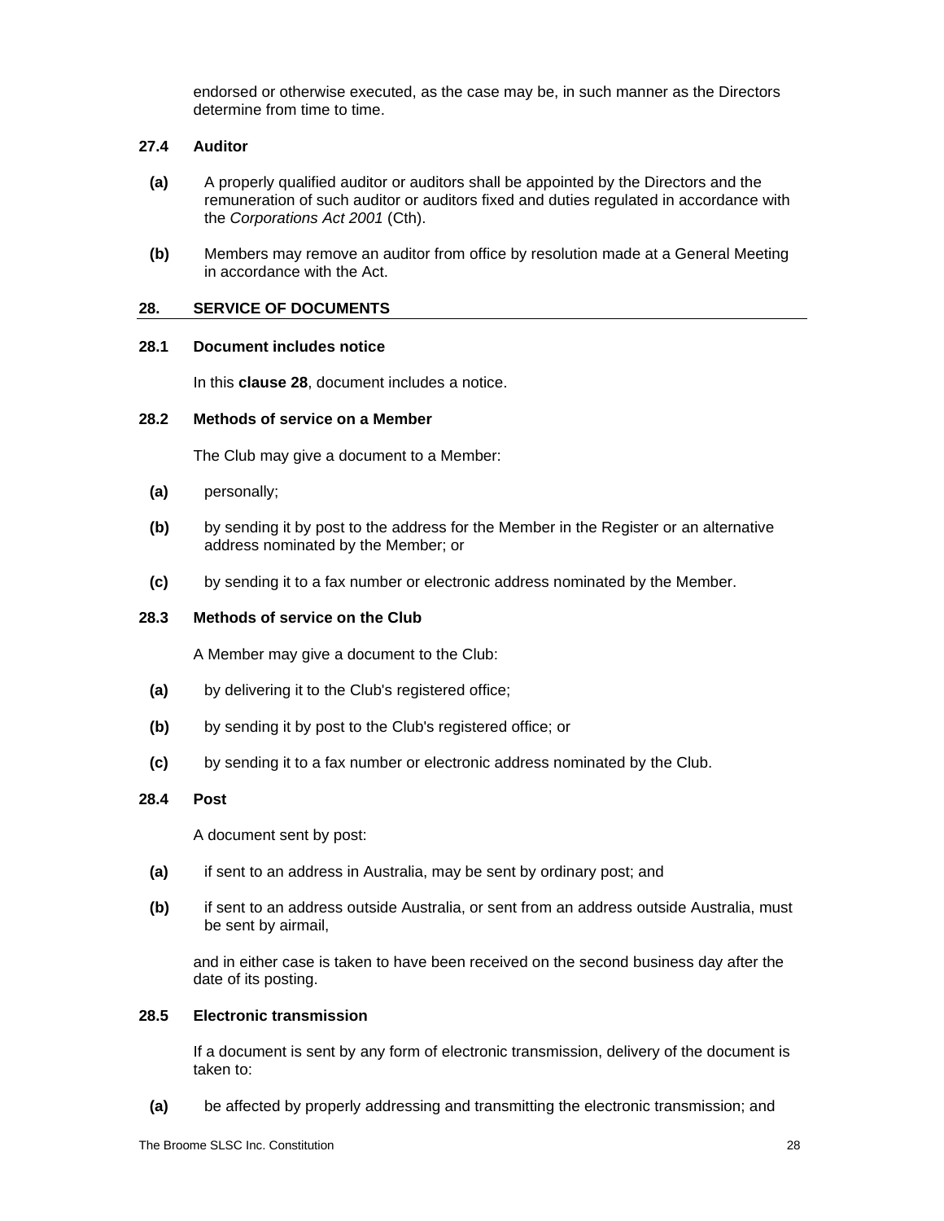endorsed or otherwise executed, as the case may be, in such manner as the Directors determine from time to time.

### 27.4 Auditor

**(a)** A properly qualified auditor or auditors shall be appointed by the Directors and the remuneration of such auditor or auditors fixed and duties regulated in accordance with the *Corporations Act 2001* (Cth).

**(b)** Members may remove an auditor from office by resolution made at a General Meeting in accordance with the Act.

## 28. SERVICE OF DOCUMENTS

### 28.1 Document includes notice

In this **clause 28**, document includes a notice.

### 28.2 Methods of service on a Member

The Club may give a document to a Member:

**(a)** personally;

**(b)** by sending it by post to the address for the Member in the Register or an alternative address nominated by the Member; or

**(c)** by sending it to a fax number or electronic address nominated by the Member.

### 28.3 Methods of service on the Club

A Member may give a document to the Club:

**(a)** by delivering it to the Club's registered office;

**(b)** by sending it by post to the Club's registered office; or

**(c)** by sending it to a fax number or electronic address nominated by the Club.

### 28.4 Post

A document sent by post:

**(a)** if sent to an address in Australia, may be sent by ordinary post; and

**(b)** if sent to an address outside Australia, or sent from an address outside Australia, must be sent by airmail,

and in either case is taken to have been received on the second business day after the date of its posting.

### 28.5 Electronic transmission

If a document is sent by any form of electronic transmission, delivery of the document is taken to:

**(a)** be affected by properly addressing and transmitting the electronic transmission; and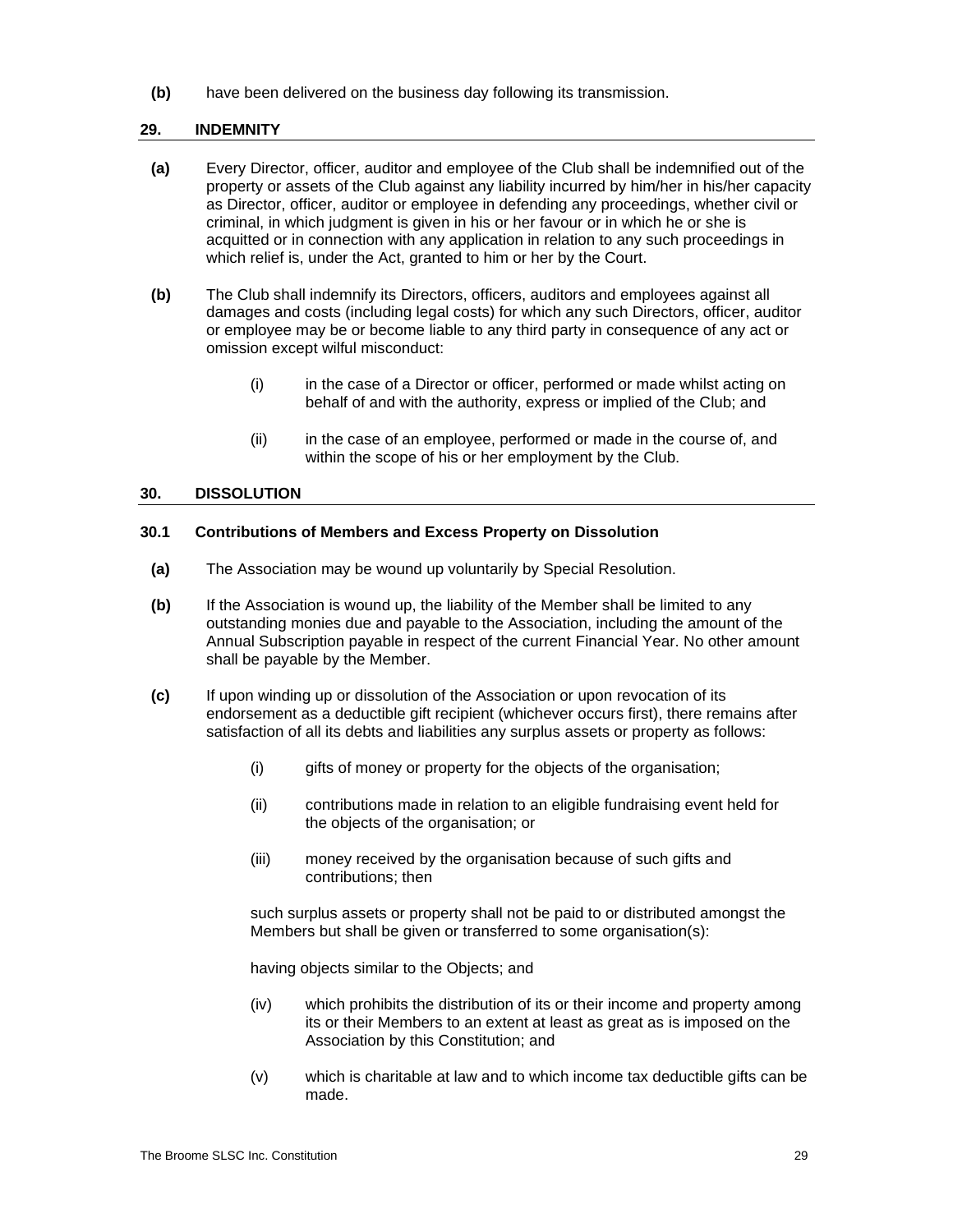**(b)** have been delivered on the business day following its transmission.

## 29. INDEMNITY

**(a)** Every Director, officer, auditor and employee of the Club shall be indemnified out of the property or assets of the Club against any liability incurred by him/her in his/her capacity as Director, officer, auditor or employee in defending any proceedings, whether civil or criminal, in which judgment is given in his or her favour or in which he or she is acquitted or in connection with any application in relation to any such proceedings in which relief is, under the Act, granted to him or her by the Court.

**(b)** The Club shall indemnify its Directors, officers, auditors and employees against all damages and costs (including legal costs) for which any such Directors, officer, auditor or employee may be or become liable to any third party in consequence of any act or omission except wilful misconduct:

(i) in the case of a Director or officer, performed or made whilst acting on behalf of and with the authority, express or implied of the Club; and

(ii) in the case of an employee, performed or made in the course of, and within the scope of his or her employment by the Club.

## 30. DISSOLUTION

### 30.1 Contributions of Members and Excess Property on Dissolution

**(a)** The Association may be wound up voluntarily by Special Resolution.

**(b)** If the Association is wound up, the liability of the Member shall be limited to any outstanding monies due and payable to the Association, including the amount of the Annual Subscription payable in respect of the current Financial Year. No other amount shall be payable by the Member.

**(c)** If upon winding up or dissolution of the Association or upon revocation of its endorsement as a deductible gift recipient (whichever occurs first), there remains after satisfaction of all its debts and liabilities any surplus assets or property as follows:

(i) gifts of money or property for the objects of the organisation;

(ii) contributions made in relation to an eligible fundraising event held for the objects of the organisation; or

(iii) money received by the organisation because of such gifts and contributions; then

such surplus assets or property shall not be paid to or distributed amongst the Members but shall be given or transferred to some organisation(s):

having objects similar to the Objects; and

(iv) which prohibits the distribution of its or their income and property among its or their Members to an extent at least as great as is imposed on the Association by this Constitution; and

(v) which is charitable at law and to which income tax deductible gifts can be made.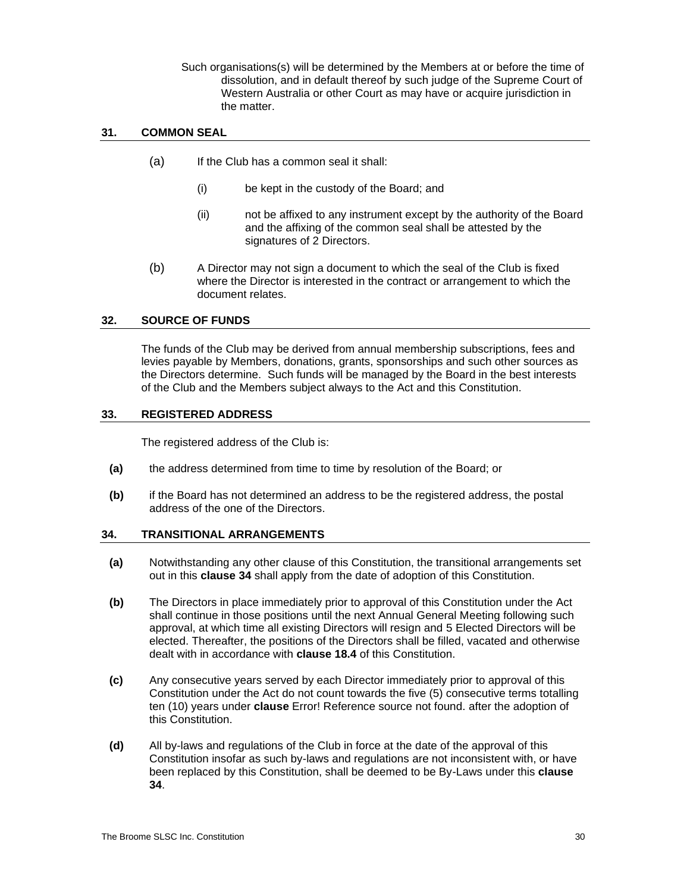Such organisations(s) will be determined by the Members at or before the time of dissolution, and in default thereof by such judge of the Supreme Court of Western Australia or other Court as may have or acquire jurisdiction in the matter.

## 31. COMMON SEAL

(a) If the Club has a common seal it shall:

(i) be kept in the custody of the Board; and

(ii) not be affixed to any instrument except by the authority of the Board and the affixing of the common seal shall be attested by the signatures of 2 Directors.

(b) A Director may not sign a document to which the seal of the Club is fixed where the Director is interested in the contract or arrangement to which the document relates.

## 32. SOURCE OF FUNDS

The funds of the Club may be derived from annual membership subscriptions, fees and levies payable by Members, donations, grants, sponsorships and such other sources as the Directors determine. Such funds will be managed by the Board in the best interests of the Club and the Members subject always to the Act and this Constitution.

## 33. REGISTERED ADDRESS

The registered address of the Club is:

**(a)** the address determined from time to time by resolution of the Board; or

**(b)** if the Board has not determined an address to be the registered address, the postal address of the one of the Directors.

## 34. TRANSITIONAL ARRANGEMENTS

**(a)** Notwithstanding any other clause of this Constitution, the transitional arrangements set out in this **clause 34** shall apply from the date of adoption of this Constitution.

**(b)** The Directors in place immediately prior to approval of this Constitution under the Act shall continue in those positions until the next Annual General Meeting following such approval, at which time all existing Directors will resign and 5 Elected Directors will be elected. Thereafter, the positions of the Directors shall be filled, vacated and otherwise dealt with in accordance with **clause 18.4** of this Constitution.

**(c)** Any consecutive years served by each Director immediately prior to approval of this Constitution under the Act do not count towards the five (5) consecutive terms totalling ten (10) years under **clause** Error! Reference source not found. after the adoption of this Constitution.

**(d)** All by-laws and regulations of the Club in force at the date of the approval of this Constitution insofar as such by-laws and regulations are not inconsistent with, or have been replaced by this Constitution, shall be deemed to be By-Laws under this **clause 34**.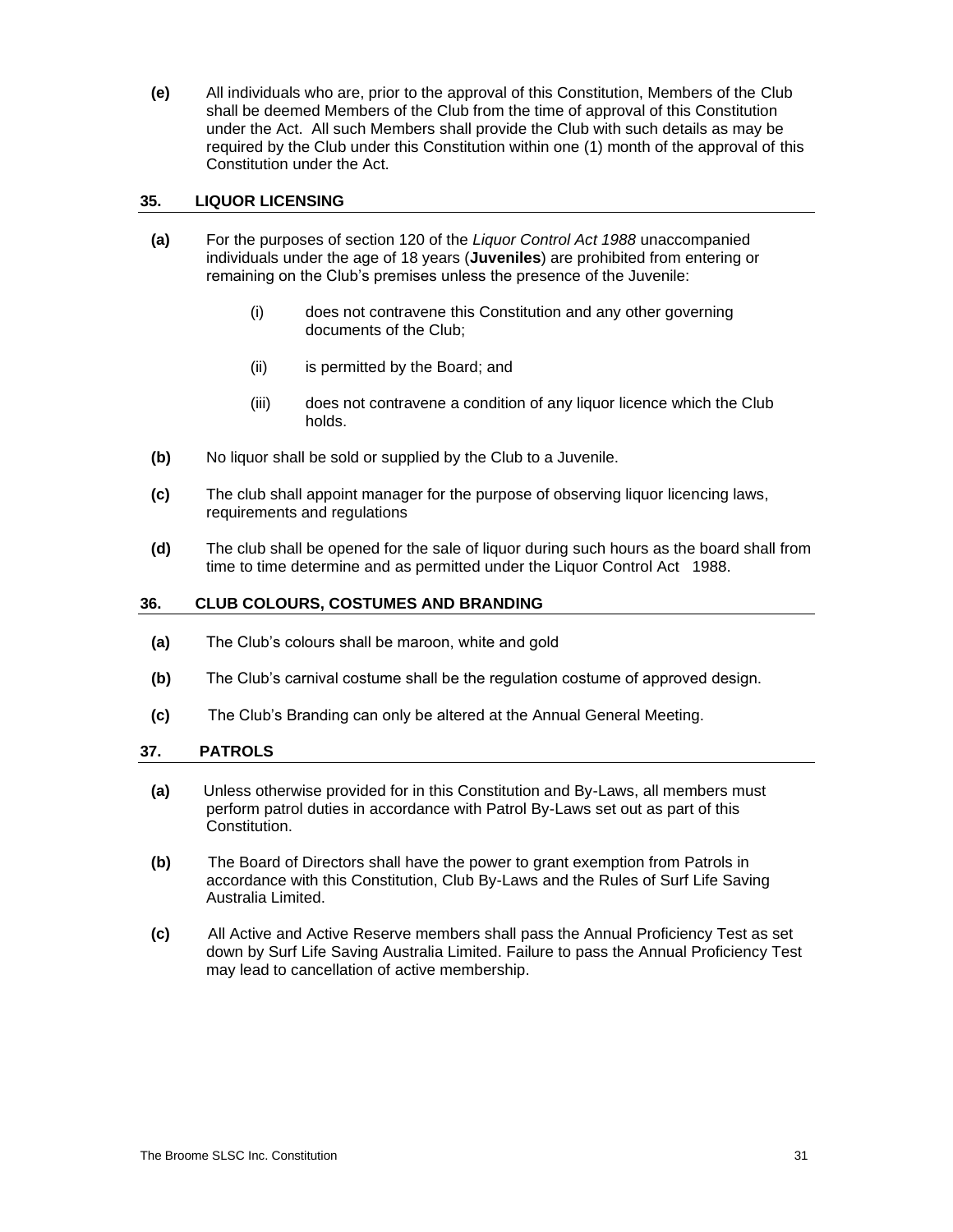**(e)** All individuals who are, prior to the approval of this Constitution, Members of the Club shall be deemed Members of the Club from the time of approval of this Constitution under the Act. All such Members shall provide the Club with such details as may be required by the Club under this Constitution within one (1) month of the approval of this Constitution under the Act.

## 35. LIQUOR LICENSING

**(a)** For the purposes of section 120 of the *Liquor Control Act 1988* unaccompanied individuals under the age of 18 years (**Juveniles**) are prohibited from entering or remaining on the Club's premises unless the presence of the Juvenile:

(i) does not contravene this Constitution and any other governing documents of the Club;

(ii) is permitted by the Board; and

(iii) does not contravene a condition of any liquor licence which the Club holds.

**(b)** No liquor shall be sold or supplied by the Club to a Juvenile.

**(c)** The club shall appoint manager for the purpose of observing liquor licencing laws, requirements and regulations

**(d)** The club shall be opened for the sale of liquor during such hours as the board shall from time to time determine and as permitted under the Liquor Control Act 1988.

## 36. CLUB COLOURS, COSTUMES AND BRANDING

**(a)** The Club's colours shall be maroon, white and gold

**(b)** The Club's carnival costume shall be the regulation costume of approved design.

**(c)** The Club's Branding can only be altered at the Annual General Meeting.

## 37. PATROLS

**(a)** Unless otherwise provided for in this Constitution and By-Laws, all members must perform patrol duties in accordance with Patrol By-Laws set out as part of this Constitution.

**(b)** The Board of Directors shall have the power to grant exemption from Patrols in accordance with this Constitution, Club By-Laws and the Rules of Surf Life Saving Australia Limited.

**(c)** All Active and Active Reserve members shall pass the Annual Proficiency Test as set down by Surf Life Saving Australia Limited. Failure to pass the Annual Proficiency Test may lead to cancellation of active membership.